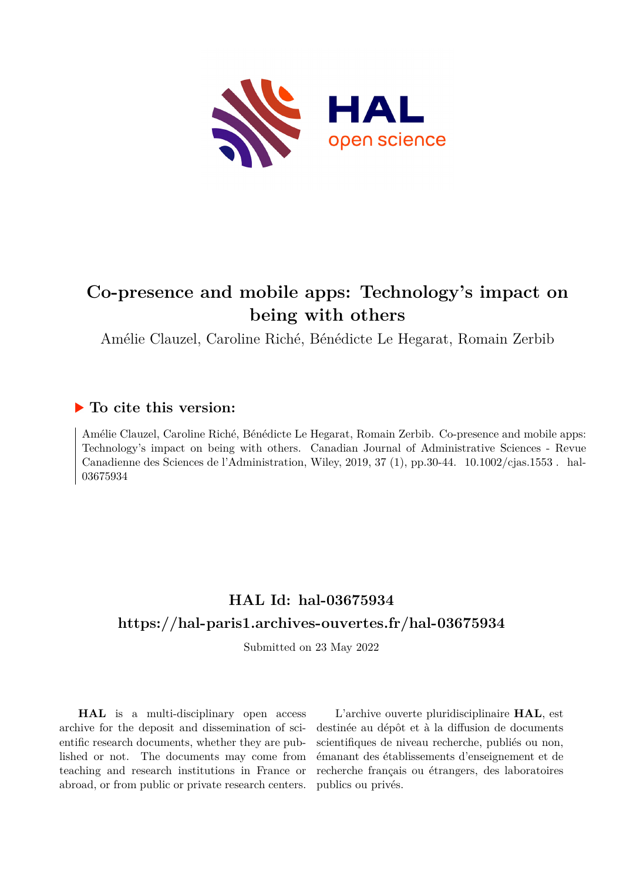# Co-presence and mobile apps: Technology's impact on being with others

Amélie Clauzel, Caroline Riché, Bénédicte Le Hegarat, Romain Zerbib

## ▶ To cite this version:

Amélie Clauzel, Caroline Riché, Bénédicte Le Hegarat, Romain Zerbib. Co-presence and mobile apps: Technology's impact on being with others. Canadian Journal of Administrative Sciences - Revue Canadienne des Sciences de l'Administration, Wiley, 2019, 37 (1), pp.30-44. 10.1002/cjas.1553 . hal-03675934

## HAL Id: hal-03675934

## https://hal-paris1.archives-ouvertes.fr/hal-03675934

Submitted on 23 May 2022

**HAL** is a multi-disciplinary open access archive for the deposit and dissemination of scientific research documents, whether they are published or not. The documents may come from teaching and research institutions in France or abroad, or from public or private research centers.

L'archive ouverte pluridisciplinaire **HAL**, est destinée au dépôt et à la diffusion de documents scientifiques de niveau recherche, publiés ou non, émanant des établissements d'enseignement et de recherche français ou étrangers, des laboratoires publics ou privés.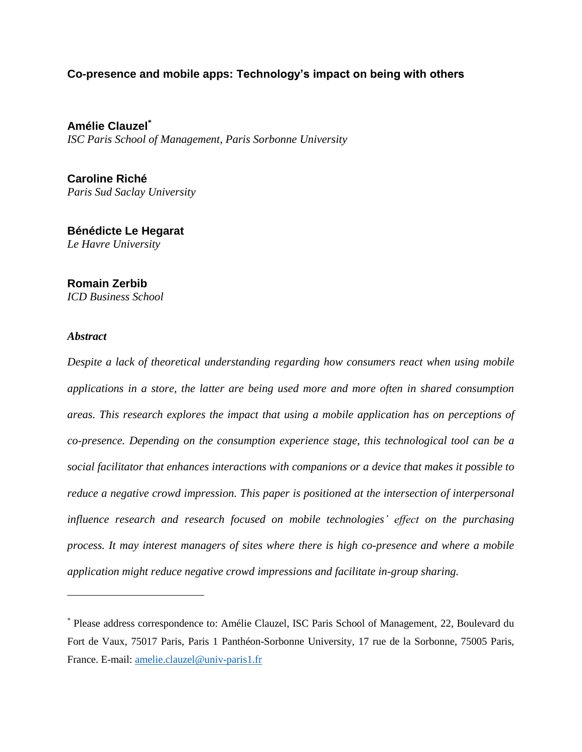# Co-presence and mobile apps: Technology's impact on being with others

**Amélie Clauzel**[*]
*ISC Paris School of Management, Paris Sorbonne University*

**Caroline Riché**
*Paris Sud Saclay University*

**Bénédicte Le Hegarat**
*Le Havre University*

**Romain Zerbib**
*ICD Business School*

### *Abstract*

*Despite a lack of theoretical understanding regarding how consumers react when using mobile applications in a store, the latter are being used more and more often in shared consumption areas. This research explores the impact that using a mobile application has on perceptions of co-presence. Depending on the consumption experience stage, this technological tool can be a social facilitator that enhances interactions with companions or a device that makes it possible to reduce a negative crowd impression. This paper is positioned at the intersection of interpersonal influence research and research focused on mobile technologies' effect on the purchasing process. It may interest managers of sites where there is high co-presence and where a mobile application might reduce negative crowd impressions and facilitate in-group sharing.*

---

[*] Please address correspondence to: Amélie Clauzel, ISC Paris School of Management, 22, Boulevard du Fort de Vaux, 75017 Paris, Paris 1 Panthéon-Sorbonne University, 17 rue de la Sorbonne, 75005 Paris, France. E-mail: amelie.clauzel@univ-paris1.fr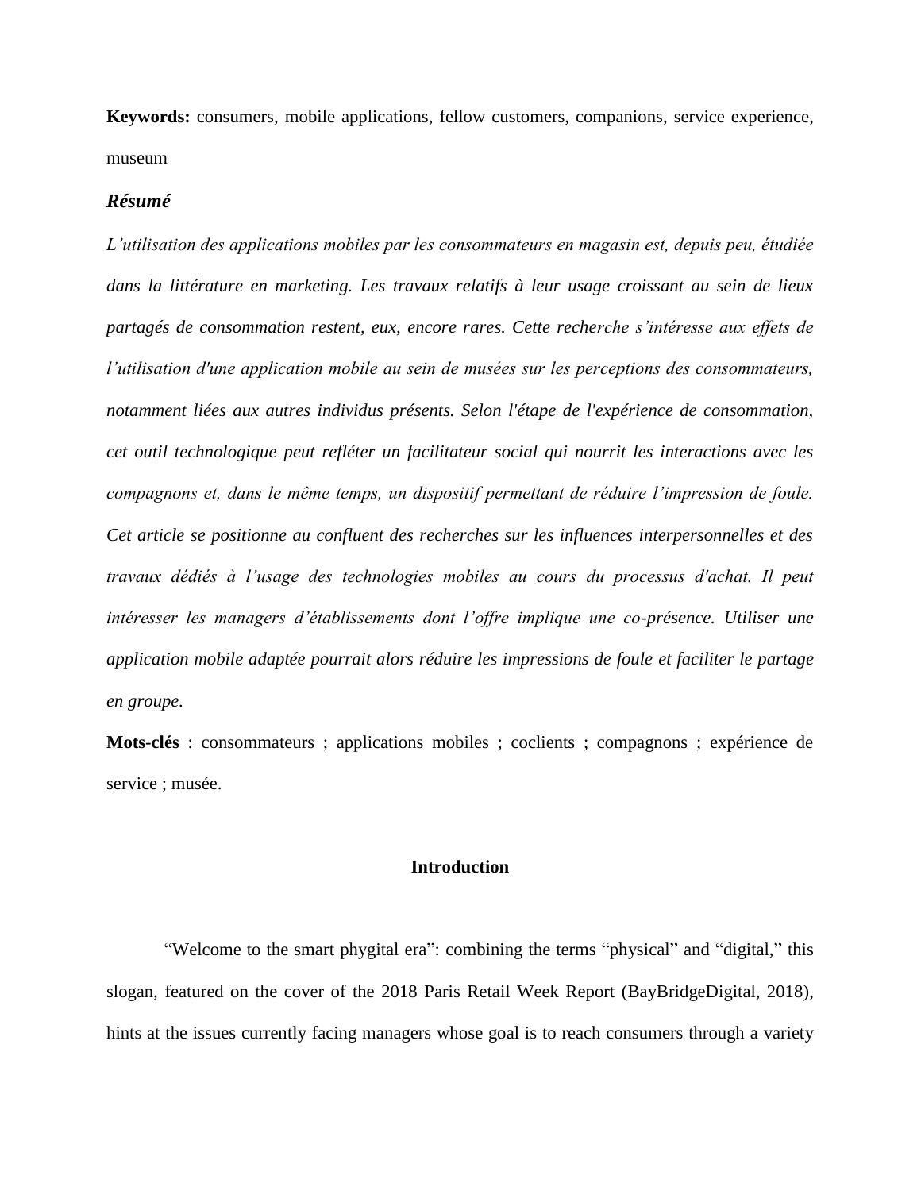**Keywords:** consumers, mobile applications, fellow customers, companions, service experience, museum

### *Résumé*

*L'utilisation des applications mobiles par les consommateurs en magasin est, depuis peu, étudiée dans la littérature en marketing. Les travaux relatifs à leur usage croissant au sein de lieux partagés de consommation restent, eux, encore rares. Cette recherche s'intéresse aux effets de l'utilisation d'une application mobile au sein de musées sur les perceptions des consommateurs, notamment liées aux autres individus présents. Selon l'étape de l'expérience de consommation, cet outil technologique peut refléter un facilitateur social qui nourrit les interactions avec les compagnons et, dans le même temps, un dispositif permettant de réduire l'impression de foule. Cet article se positionne au confluent des recherches sur les influences interpersonnelles et des travaux dédiés à l'usage des technologies mobiles au cours du processus d'achat. Il peut intéresser les managers d'établissements dont l'offre implique une co-présence. Utiliser une application mobile adaptée pourrait alors réduire les impressions de foule et faciliter le partage en groupe.*

**Mots-clés** : consommateurs ; applications mobiles ; coclients ; compagnons ; expérience de service ; musée.

## Introduction

"Welcome to the smart phygital era": combining the terms "physical" and "digital," this slogan, featured on the cover of the 2018 Paris Retail Week Report (BayBridgeDigital, 2018), hints at the issues currently facing managers whose goal is to reach consumers through a variety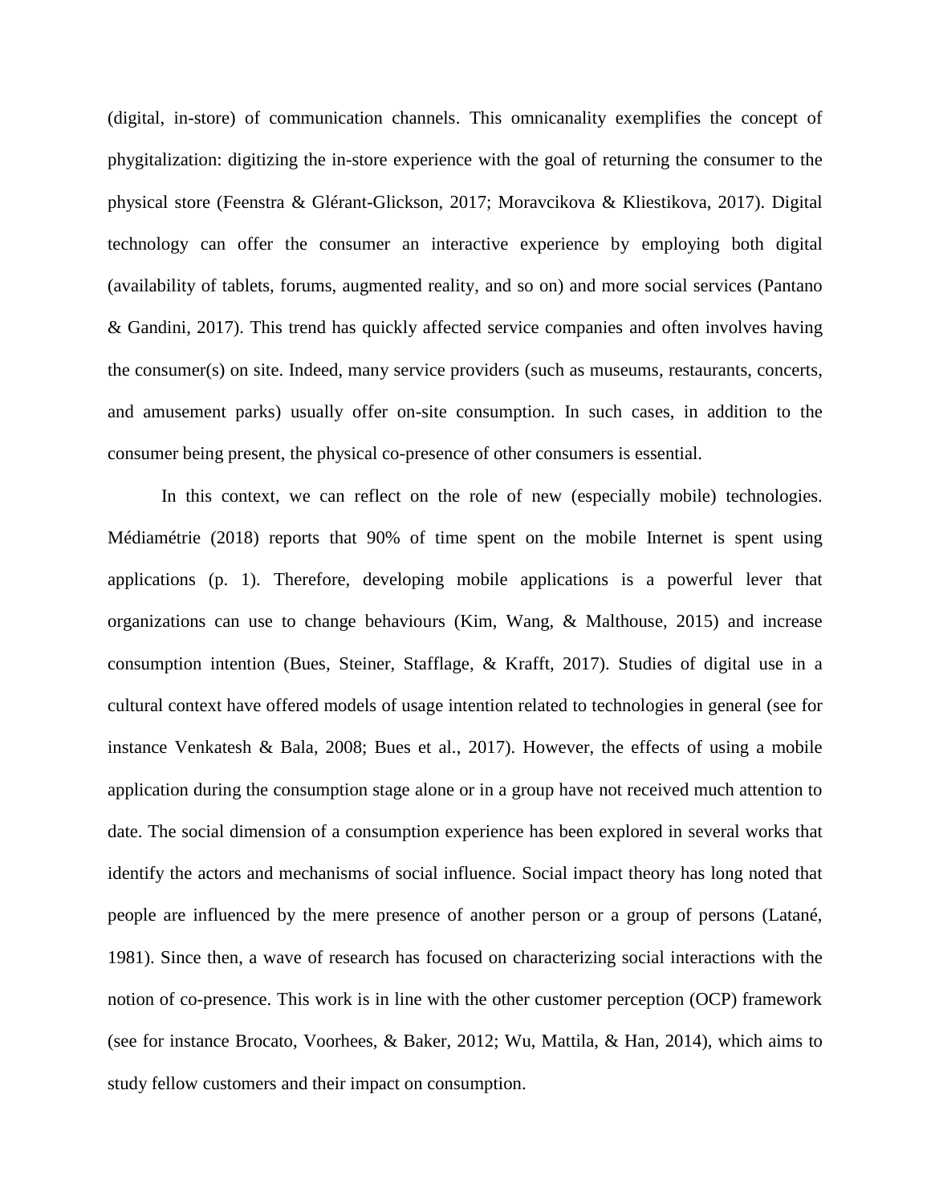(digital, in-store) of communication channels. This omnicanality exemplifies the concept of phygitalization: digitizing the in-store experience with the goal of returning the consumer to the physical store (Feenstra & Glérant-Glickson, 2017; Moravcikova & Kliestikova, 2017). Digital technology can offer the consumer an interactive experience by employing both digital (availability of tablets, forums, augmented reality, and so on) and more social services (Pantano & Gandini, 2017). This trend has quickly affected service companies and often involves having the consumer(s) on site. Indeed, many service providers (such as museums, restaurants, concerts, and amusement parks) usually offer on-site consumption. In such cases, in addition to the consumer being present, the physical co-presence of other consumers is essential.

In this context, we can reflect on the role of new (especially mobile) technologies. Médiamétrie (2018) reports that 90% of time spent on the mobile Internet is spent using applications (p. 1). Therefore, developing mobile applications is a powerful lever that organizations can use to change behaviours (Kim, Wang, & Malthouse, 2015) and increase consumption intention (Bues, Steiner, Stafflage, & Krafft, 2017). Studies of digital use in a cultural context have offered models of usage intention related to technologies in general (see for instance Venkatesh & Bala, 2008; Bues et al., 2017). However, the effects of using a mobile application during the consumption stage alone or in a group have not received much attention to date. The social dimension of a consumption experience has been explored in several works that identify the actors and mechanisms of social influence. Social impact theory has long noted that people are influenced by the mere presence of another person or a group of persons (Latané, 1981). Since then, a wave of research has focused on characterizing social interactions with the notion of co-presence. This work is in line with the other customer perception (OCP) framework (see for instance Brocato, Voorhees, & Baker, 2012; Wu, Mattila, & Han, 2014), which aims to study fellow customers and their impact on consumption.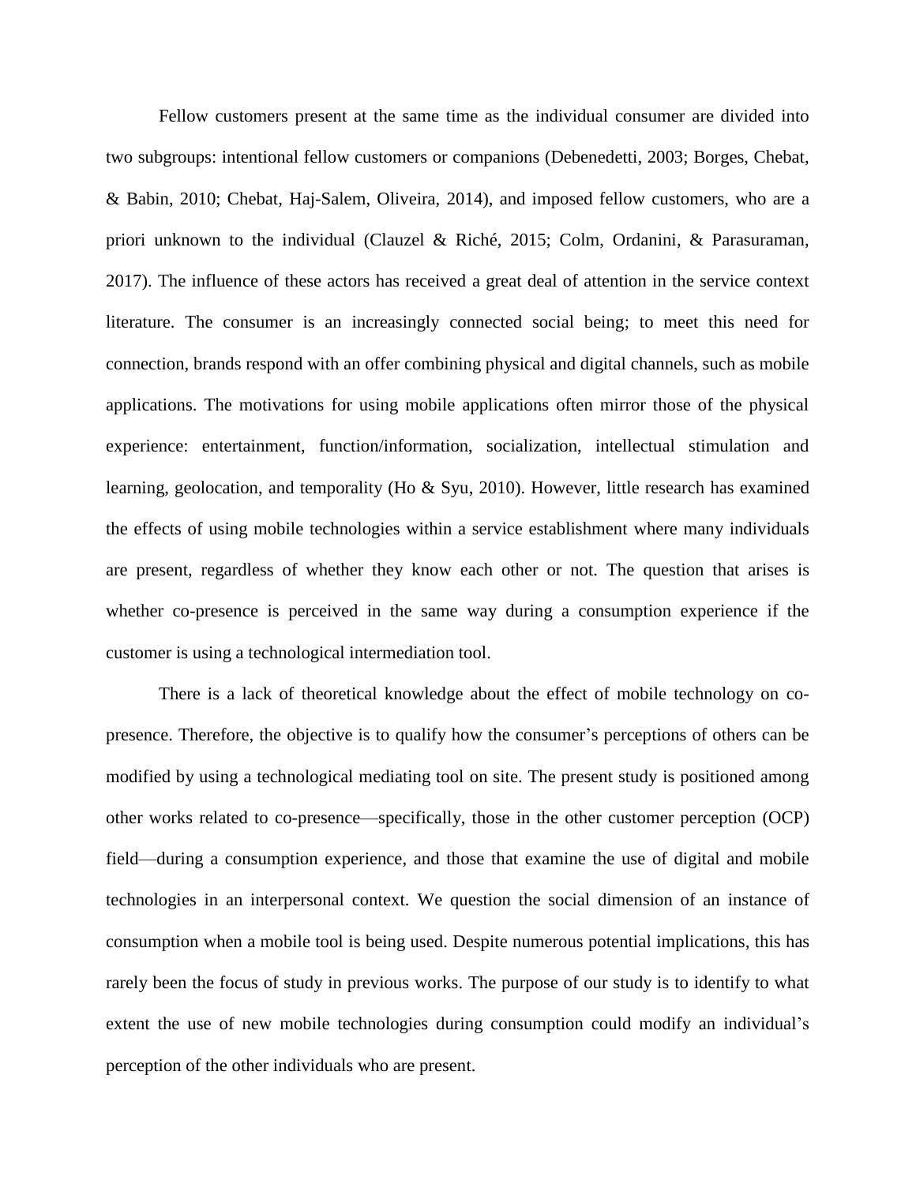Fellow customers present at the same time as the individual consumer are divided into two subgroups: intentional fellow customers or companions (Debenedetti, 2003; Borges, Chebat, & Babin, 2010; Chebat, Haj-Salem, Oliveira, 2014), and imposed fellow customers, who are a priori unknown to the individual (Clauzel & Riché, 2015; Colm, Ordanini, & Parasuraman, 2017). The influence of these actors has received a great deal of attention in the service context literature. The consumer is an increasingly connected social being; to meet this need for connection, brands respond with an offer combining physical and digital channels, such as mobile applications. The motivations for using mobile applications often mirror those of the physical experience: entertainment, function/information, socialization, intellectual stimulation and learning, geolocation, and temporality (Ho & Syu, 2010). However, little research has examined the effects of using mobile technologies within a service establishment where many individuals are present, regardless of whether they know each other or not. The question that arises is whether co-presence is perceived in the same way during a consumption experience if the customer is using a technological intermediation tool.

There is a lack of theoretical knowledge about the effect of mobile technology on co-presence. Therefore, the objective is to qualify how the consumer's perceptions of others can be modified by using a technological mediating tool on site. The present study is positioned among other works related to co-presence—specifically, those in the other customer perception (OCP) field—during a consumption experience, and those that examine the use of digital and mobile technologies in an interpersonal context. We question the social dimension of an instance of consumption when a mobile tool is being used. Despite numerous potential implications, this has rarely been the focus of study in previous works. The purpose of our study is to identify to what extent the use of new mobile technologies during consumption could modify an individual's perception of the other individuals who are present.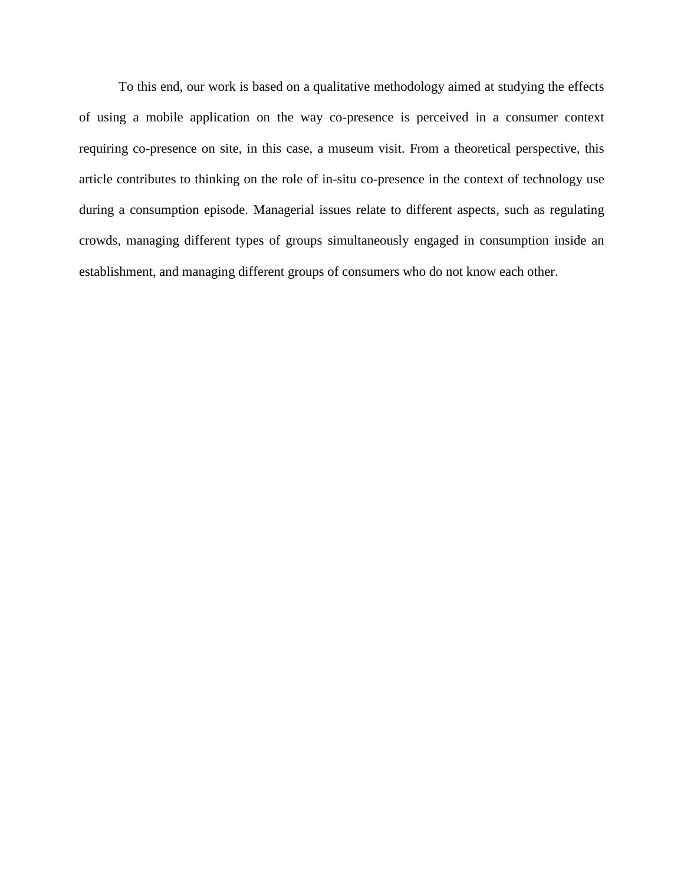To this end, our work is based on a qualitative methodology aimed at studying the effects of using a mobile application on the way co-presence is perceived in a consumer context requiring co-presence on site, in this case, a museum visit. From a theoretical perspective, this article contributes to thinking on the role of in-situ co-presence in the context of technology use during a consumption episode. Managerial issues relate to different aspects, such as regulating crowds, managing different types of groups simultaneously engaged in consumption inside an establishment, and managing different groups of consumers who do not know each other.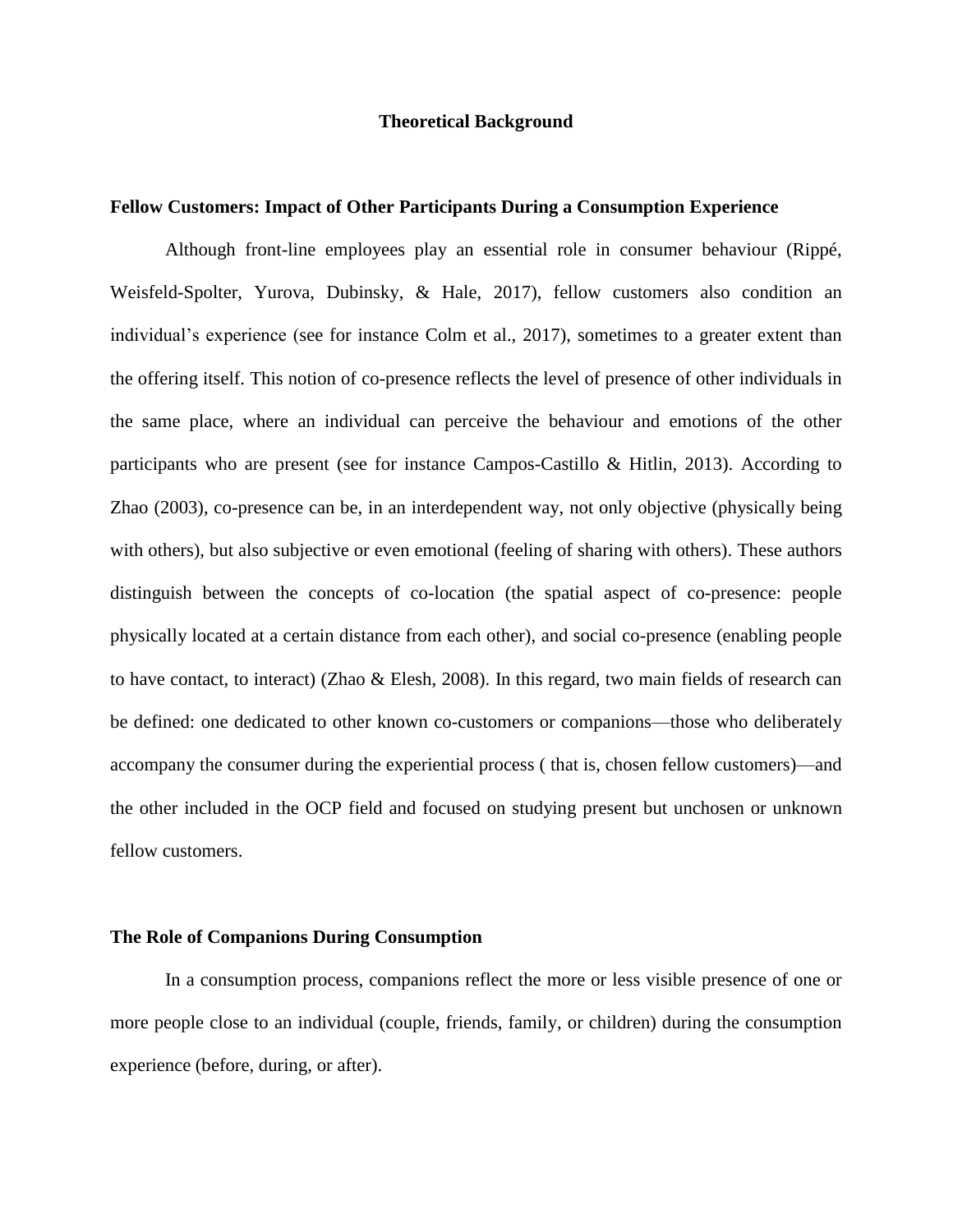# Theoretical Background

## Fellow Customers: Impact of Other Participants During a Consumption Experience

Although front-line employees play an essential role in consumer behaviour (Rippé, Weisfeld-Spolter, Yurova, Dubinsky, & Hale, 2017), fellow customers also condition an individual's experience (see for instance Colm et al., 2017), sometimes to a greater extent than the offering itself. This notion of co-presence reflects the level of presence of other individuals in the same place, where an individual can perceive the behaviour and emotions of the other participants who are present (see for instance Campos-Castillo & Hitlin, 2013). According to Zhao (2003), co-presence can be, in an interdependent way, not only objective (physically being with others), but also subjective or even emotional (feeling of sharing with others). These authors distinguish between the concepts of co-location (the spatial aspect of co-presence: people physically located at a certain distance from each other), and social co-presence (enabling people to have contact, to interact) (Zhao & Elesh, 2008). In this regard, two main fields of research can be defined: one dedicated to other known co-customers or companions—those who deliberately accompany the consumer during the experiential process ( that is, chosen fellow customers)—and the other included in the OCP field and focused on studying present but unchosen or unknown fellow customers.

## The Role of Companions During Consumption

In a consumption process, companions reflect the more or less visible presence of one or more people close to an individual (couple, friends, family, or children) during the consumption experience (before, during, or after).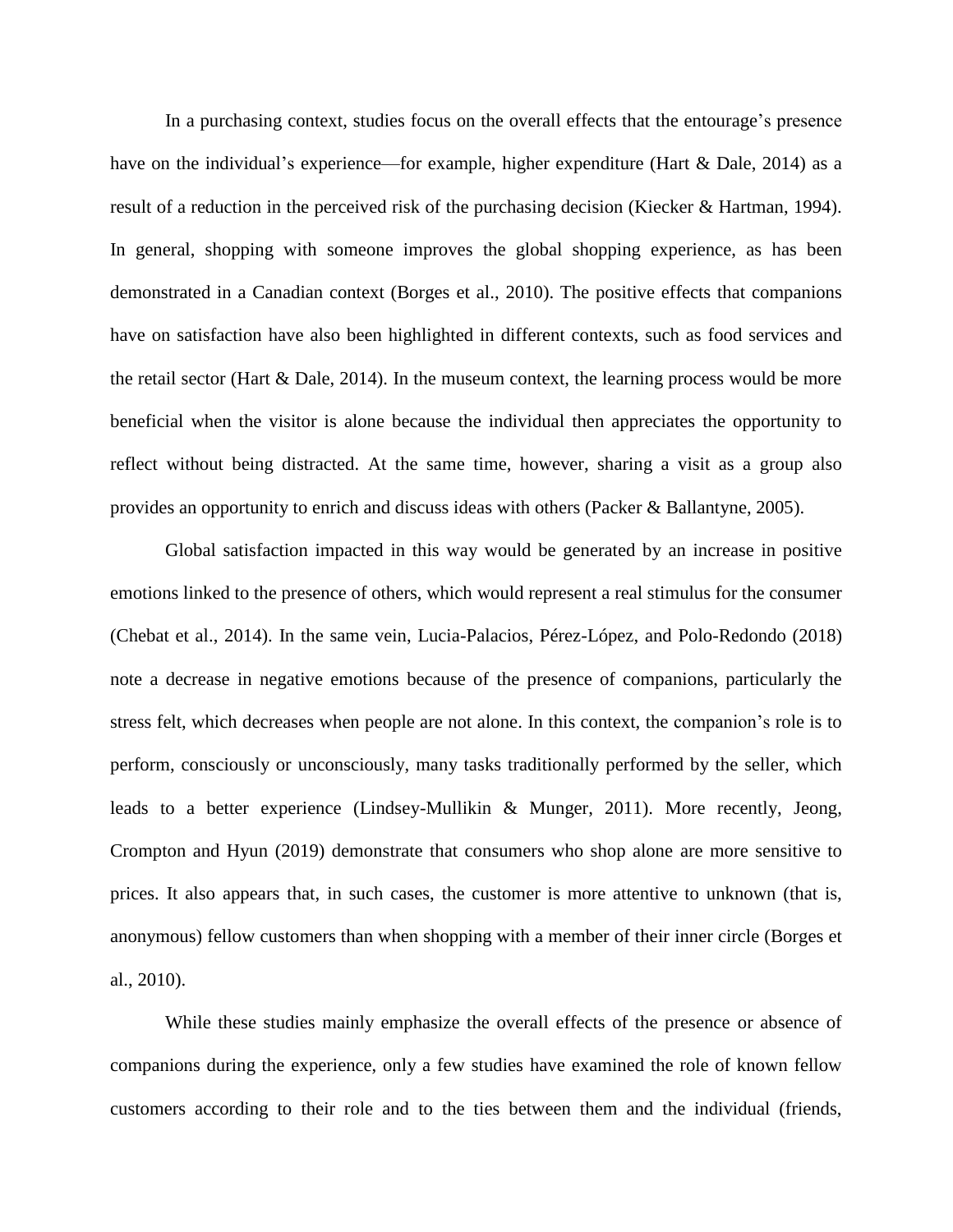In a purchasing context, studies focus on the overall effects that the entourage's presence have on the individual's experience—for example, higher expenditure (Hart & Dale, 2014) as a result of a reduction in the perceived risk of the purchasing decision (Kiecker & Hartman, 1994). In general, shopping with someone improves the global shopping experience, as has been demonstrated in a Canadian context (Borges et al., 2010). The positive effects that companions have on satisfaction have also been highlighted in different contexts, such as food services and the retail sector (Hart & Dale, 2014). In the museum context, the learning process would be more beneficial when the visitor is alone because the individual then appreciates the opportunity to reflect without being distracted. At the same time, however, sharing a visit as a group also provides an opportunity to enrich and discuss ideas with others (Packer & Ballantyne, 2005).

Global satisfaction impacted in this way would be generated by an increase in positive emotions linked to the presence of others, which would represent a real stimulus for the consumer (Chebat et al., 2014). In the same vein, Lucia-Palacios, Pérez-López, and Polo-Redondo (2018) note a decrease in negative emotions because of the presence of companions, particularly the stress felt, which decreases when people are not alone. In this context, the companion's role is to perform, consciously or unconsciously, many tasks traditionally performed by the seller, which leads to a better experience (Lindsey-Mullikin & Munger, 2011). More recently, Jeong, Crompton and Hyun (2019) demonstrate that consumers who shop alone are more sensitive to prices. It also appears that, in such cases, the customer is more attentive to unknown (that is, anonymous) fellow customers than when shopping with a member of their inner circle (Borges et al., 2010).

While these studies mainly emphasize the overall effects of the presence or absence of companions during the experience, only a few studies have examined the role of known fellow customers according to their role and to the ties between them and the individual (friends,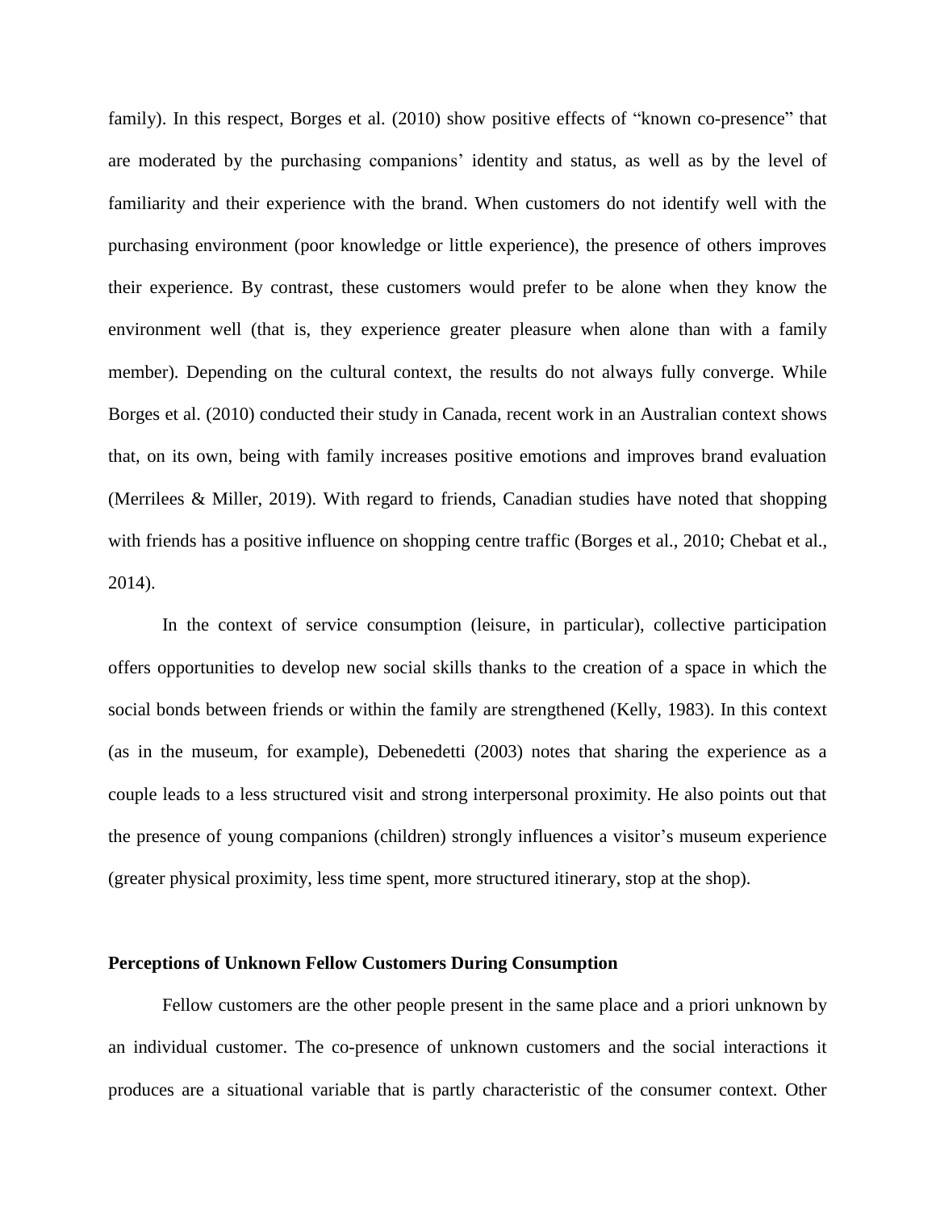family). In this respect, Borges et al. (2010) show positive effects of "known co-presence" that are moderated by the purchasing companions' identity and status, as well as by the level of familiarity and their experience with the brand. When customers do not identify well with the purchasing environment (poor knowledge or little experience), the presence of others improves their experience. By contrast, these customers would prefer to be alone when they know the environment well (that is, they experience greater pleasure when alone than with a family member). Depending on the cultural context, the results do not always fully converge. While Borges et al. (2010) conducted their study in Canada, recent work in an Australian context shows that, on its own, being with family increases positive emotions and improves brand evaluation (Merrilees & Miller, 2019). With regard to friends, Canadian studies have noted that shopping with friends has a positive influence on shopping centre traffic (Borges et al., 2010; Chebat et al., 2014).

In the context of service consumption (leisure, in particular), collective participation offers opportunities to develop new social skills thanks to the creation of a space in which the social bonds between friends or within the family are strengthened (Kelly, 1983). In this context (as in the museum, for example), Debenedetti (2003) notes that sharing the experience as a couple leads to a less structured visit and strong interpersonal proximity. He also points out that the presence of young companions (children) strongly influences a visitor's museum experience (greater physical proximity, less time spent, more structured itinerary, stop at the shop).

**Perceptions of Unknown Fellow Customers During Consumption**

Fellow customers are the other people present in the same place and a priori unknown by an individual customer. The co-presence of unknown customers and the social interactions it produces are a situational variable that is partly characteristic of the consumer context. Other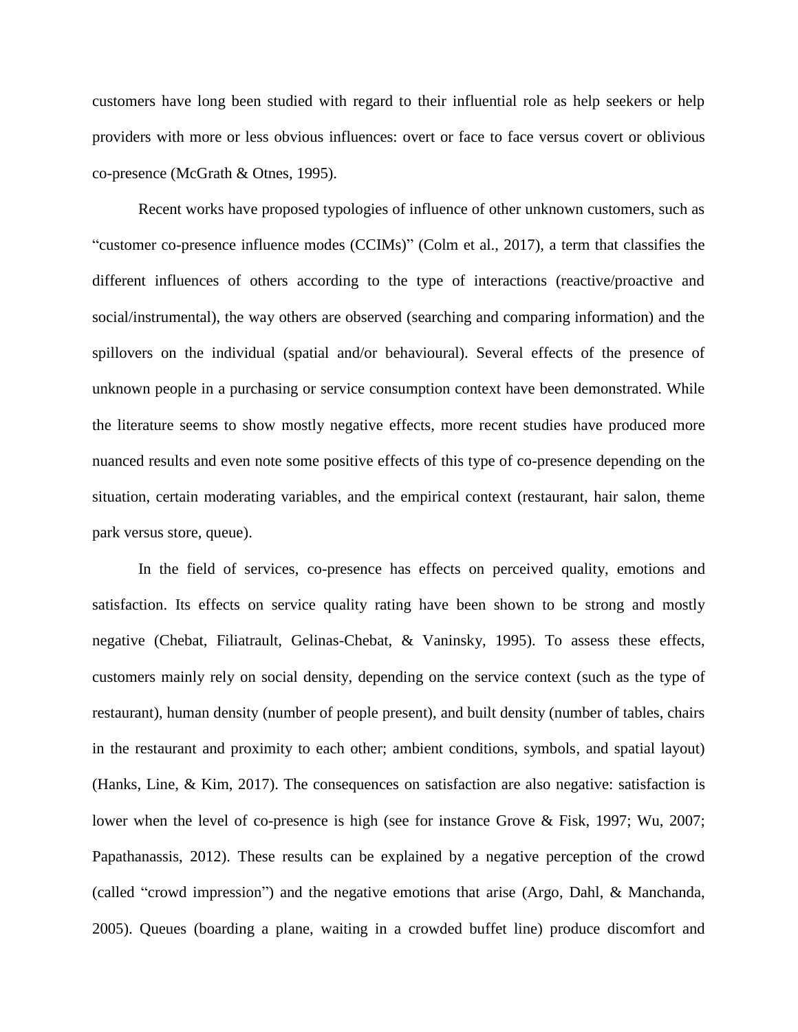customers have long been studied with regard to their influential role as help seekers or help providers with more or less obvious influences: overt or face to face versus covert or oblivious co-presence (McGrath & Otnes, 1995).

Recent works have proposed typologies of influence of other unknown customers, such as "customer co-presence influence modes (CCIMs)" (Colm et al., 2017), a term that classifies the different influences of others according to the type of interactions (reactive/proactive and social/instrumental), the way others are observed (searching and comparing information) and the spillovers on the individual (spatial and/or behavioural). Several effects of the presence of unknown people in a purchasing or service consumption context have been demonstrated. While the literature seems to show mostly negative effects, more recent studies have produced more nuanced results and even note some positive effects of this type of co-presence depending on the situation, certain moderating variables, and the empirical context (restaurant, hair salon, theme park versus store, queue).

In the field of services, co-presence has effects on perceived quality, emotions and satisfaction. Its effects on service quality rating have been shown to be strong and mostly negative (Chebat, Filiatrault, Gelinas-Chebat, & Vaninsky, 1995). To assess these effects, customers mainly rely on social density, depending on the service context (such as the type of restaurant), human density (number of people present), and built density (number of tables, chairs in the restaurant and proximity to each other; ambient conditions, symbols, and spatial layout) (Hanks, Line, & Kim, 2017). The consequences on satisfaction are also negative: satisfaction is lower when the level of co-presence is high (see for instance Grove & Fisk, 1997; Wu, 2007; Papathanassis, 2012). These results can be explained by a negative perception of the crowd (called "crowd impression") and the negative emotions that arise (Argo, Dahl, & Manchanda, 2005). Queues (boarding a plane, waiting in a crowded buffet line) produce discomfort and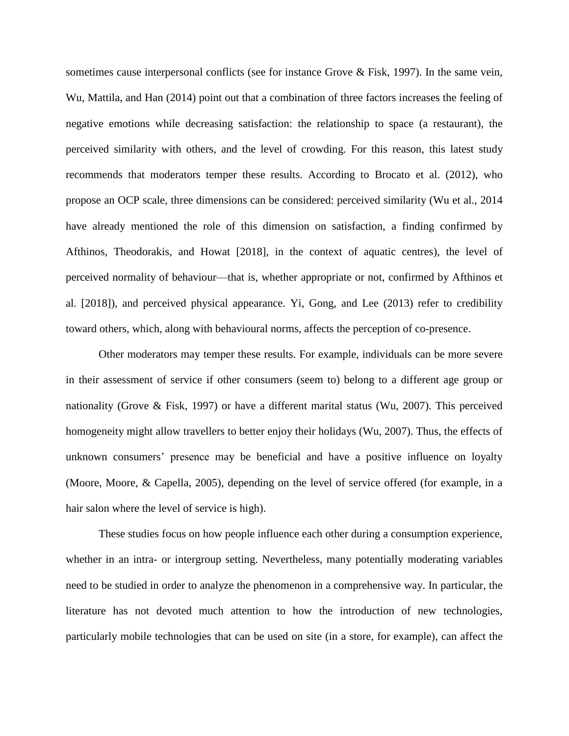sometimes cause interpersonal conflicts (see for instance Grove & Fisk, 1997). In the same vein, Wu, Mattila, and Han (2014) point out that a combination of three factors increases the feeling of negative emotions while decreasing satisfaction: the relationship to space (a restaurant), the perceived similarity with others, and the level of crowding. For this reason, this latest study recommends that moderators temper these results. According to Brocato et al. (2012), who propose an OCP scale, three dimensions can be considered: perceived similarity (Wu et al., 2014 have already mentioned the role of this dimension on satisfaction, a finding confirmed by Afthinos, Theodorakis, and Howat [2018], in the context of aquatic centres), the level of perceived normality of behaviour—that is, whether appropriate or not, confirmed by Afthinos et al. [2018]), and perceived physical appearance. Yi, Gong, and Lee (2013) refer to credibility toward others, which, along with behavioural norms, affects the perception of co-presence.

Other moderators may temper these results. For example, individuals can be more severe in their assessment of service if other consumers (seem to) belong to a different age group or nationality (Grove & Fisk, 1997) or have a different marital status (Wu, 2007). This perceived homogeneity might allow travellers to better enjoy their holidays (Wu, 2007). Thus, the effects of unknown consumers' presence may be beneficial and have a positive influence on loyalty (Moore, Moore, & Capella, 2005), depending on the level of service offered (for example, in a hair salon where the level of service is high).

These studies focus on how people influence each other during a consumption experience, whether in an intra- or intergroup setting. Nevertheless, many potentially moderating variables need to be studied in order to analyze the phenomenon in a comprehensive way. In particular, the literature has not devoted much attention to how the introduction of new technologies, particularly mobile technologies that can be used on site (in a store, for example), can affect the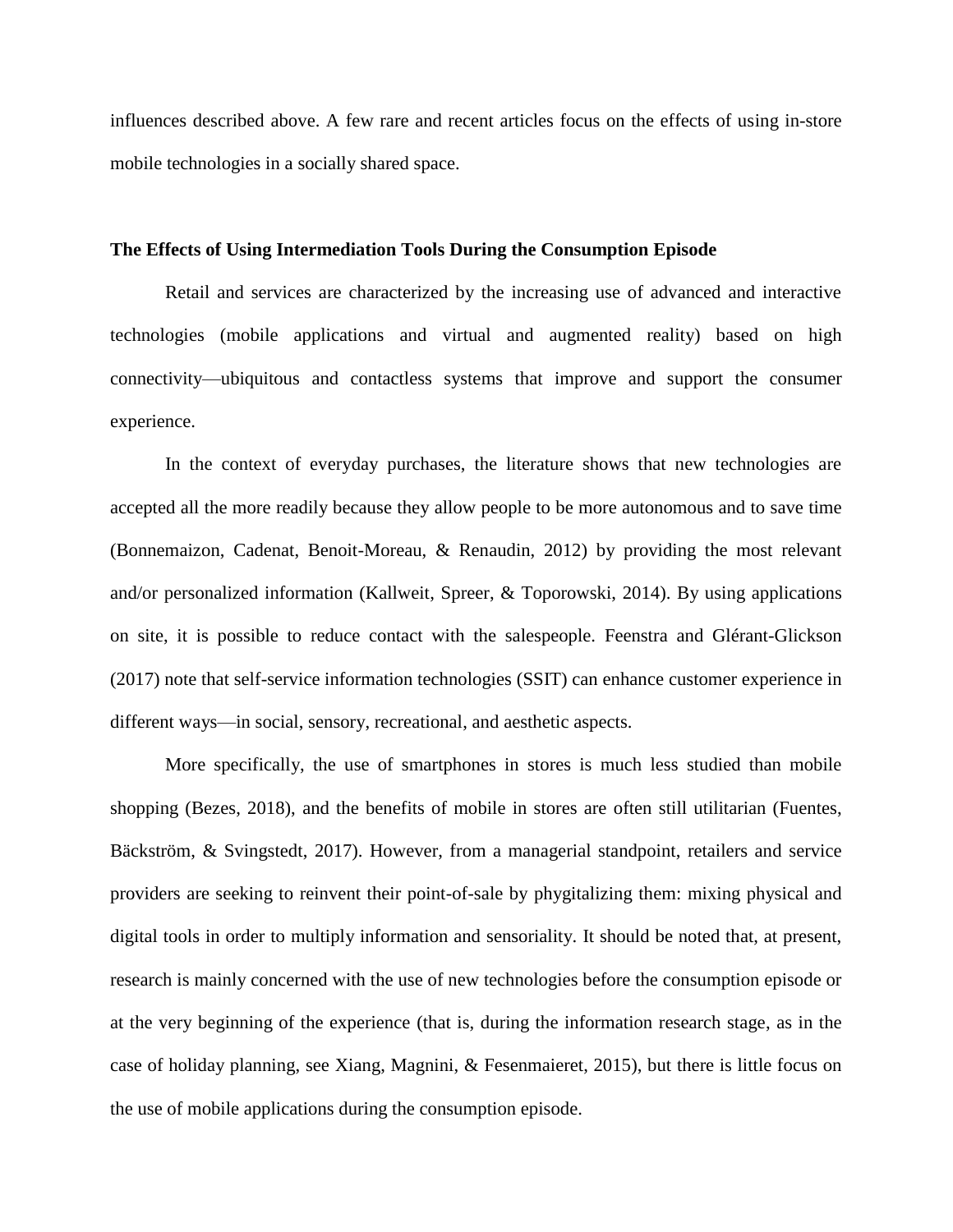influences described above. A few rare and recent articles focus on the effects of using in-store mobile technologies in a socially shared space.

## The Effects of Using Intermediation Tools During the Consumption Episode

Retail and services are characterized by the increasing use of advanced and interactive technologies (mobile applications and virtual and augmented reality) based on high connectivity—ubiquitous and contactless systems that improve and support the consumer experience.

In the context of everyday purchases, the literature shows that new technologies are accepted all the more readily because they allow people to be more autonomous and to save time (Bonnemaizon, Cadenat, Benoit-Moreau, & Renaudin, 2012) by providing the most relevant and/or personalized information (Kallweit, Spreer, & Toporowski, 2014). By using applications on site, it is possible to reduce contact with the salespeople. Feenstra and Glérant-Glickson (2017) note that self-service information technologies (SSIT) can enhance customer experience in different ways—in social, sensory, recreational, and aesthetic aspects.

More specifically, the use of smartphones in stores is much less studied than mobile shopping (Bezes, 2018), and the benefits of mobile in stores are often still utilitarian (Fuentes, Bäckström, & Svingstedt, 2017). However, from a managerial standpoint, retailers and service providers are seeking to reinvent their point-of-sale by phygitalizing them: mixing physical and digital tools in order to multiply information and sensoriality. It should be noted that, at present, research is mainly concerned with the use of new technologies before the consumption episode or at the very beginning of the experience (that is, during the information research stage, as in the case of holiday planning, see Xiang, Magnini, & Fesenmaieret, 2015), but there is little focus on the use of mobile applications during the consumption episode.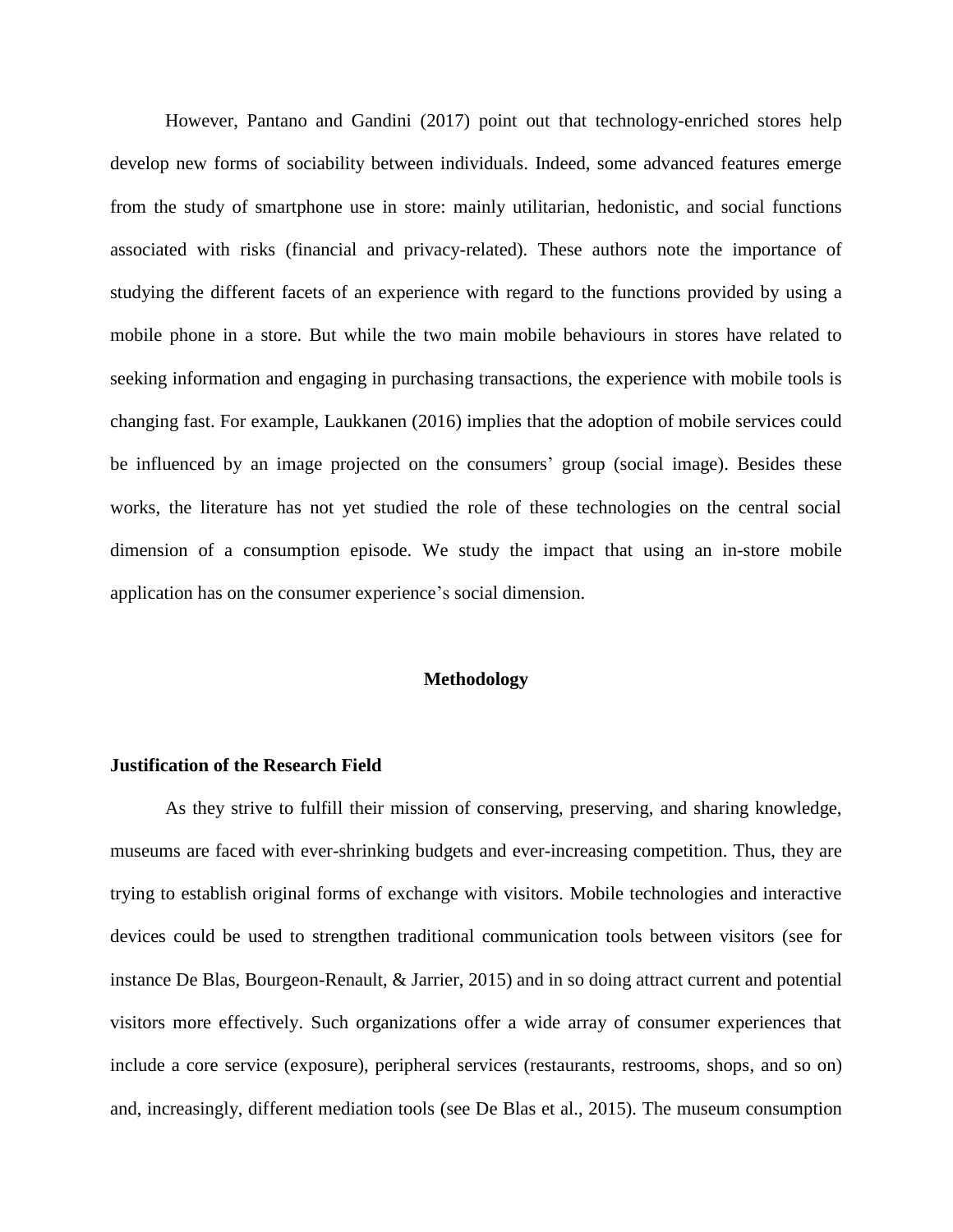However, Pantano and Gandini (2017) point out that technology-enriched stores help develop new forms of sociability between individuals. Indeed, some advanced features emerge from the study of smartphone use in store: mainly utilitarian, hedonistic, and social functions associated with risks (financial and privacy-related). These authors note the importance of studying the different facets of an experience with regard to the functions provided by using a mobile phone in a store. But while the two main mobile behaviours in stores have related to seeking information and engaging in purchasing transactions, the experience with mobile tools is changing fast. For example, Laukkanen (2016) implies that the adoption of mobile services could be influenced by an image projected on the consumers' group (social image). Besides these works, the literature has not yet studied the role of these technologies on the central social dimension of a consumption episode. We study the impact that using an in-store mobile application has on the consumer experience's social dimension.

## Methodology

### Justification of the Research Field

As they strive to fulfill their mission of conserving, preserving, and sharing knowledge, museums are faced with ever-shrinking budgets and ever-increasing competition. Thus, they are trying to establish original forms of exchange with visitors. Mobile technologies and interactive devices could be used to strengthen traditional communication tools between visitors (see for instance De Blas, Bourgeon-Renault, & Jarrier, 2015) and in so doing attract current and potential visitors more effectively. Such organizations offer a wide array of consumer experiences that include a core service (exposure), peripheral services (restaurants, restrooms, shops, and so on) and, increasingly, different mediation tools (see De Blas et al., 2015). The museum consumption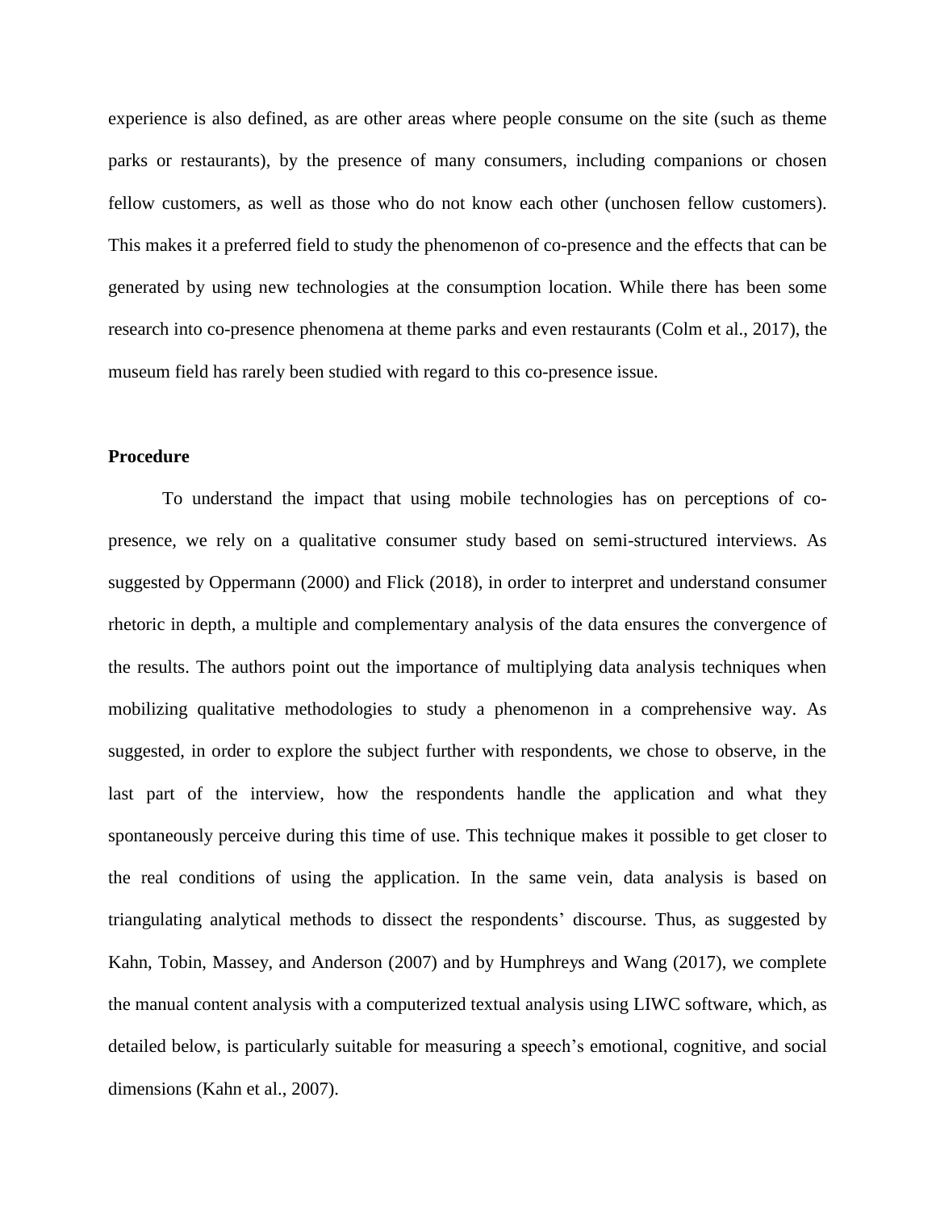experience is also defined, as are other areas where people consume on the site (such as theme parks or restaurants), by the presence of many consumers, including companions or chosen fellow customers, as well as those who do not know each other (unchosen fellow customers). This makes it a preferred field to study the phenomenon of co-presence and the effects that can be generated by using new technologies at the consumption location. While there has been some research into co-presence phenomena at theme parks and even restaurants (Colm et al., 2017), the museum field has rarely been studied with regard to this co-presence issue.

**Procedure**

To understand the impact that using mobile technologies has on perceptions of co-presence, we rely on a qualitative consumer study based on semi-structured interviews. As suggested by Oppermann (2000) and Flick (2018), in order to interpret and understand consumer rhetoric in depth, a multiple and complementary analysis of the data ensures the convergence of the results. The authors point out the importance of multiplying data analysis techniques when mobilizing qualitative methodologies to study a phenomenon in a comprehensive way. As suggested, in order to explore the subject further with respondents, we chose to observe, in the last part of the interview, how the respondents handle the application and what they spontaneously perceive during this time of use. This technique makes it possible to get closer to the real conditions of using the application. In the same vein, data analysis is based on triangulating analytical methods to dissect the respondents' discourse. Thus, as suggested by Kahn, Tobin, Massey, and Anderson (2007) and by Humphreys and Wang (2017), we complete the manual content analysis with a computerized textual analysis using LIWC software, which, as detailed below, is particularly suitable for measuring a speech's emotional, cognitive, and social dimensions (Kahn et al., 2007).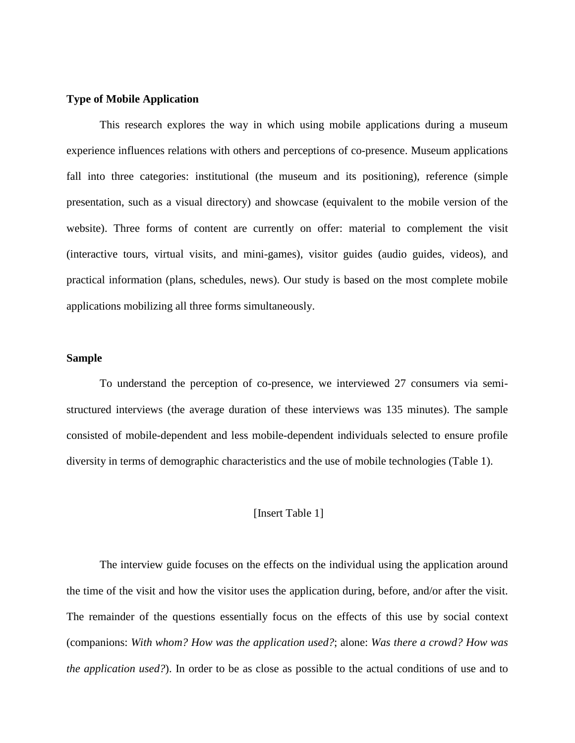**Type of Mobile Application**

This research explores the way in which using mobile applications during a museum experience influences relations with others and perceptions of co-presence. Museum applications fall into three categories: institutional (the museum and its positioning), reference (simple presentation, such as a visual directory) and showcase (equivalent to the mobile version of the website). Three forms of content are currently on offer: material to complement the visit (interactive tours, virtual visits, and mini-games), visitor guides (audio guides, videos), and practical information (plans, schedules, news). Our study is based on the most complete mobile applications mobilizing all three forms simultaneously.

**Sample**

To understand the perception of co-presence, we interviewed 27 consumers via semi-structured interviews (the average duration of these interviews was 135 minutes). The sample consisted of mobile-dependent and less mobile-dependent individuals selected to ensure profile diversity in terms of demographic characteristics and the use of mobile technologies (Table 1).

[Insert Table 1]

The interview guide focuses on the effects on the individual using the application around the time of the visit and how the visitor uses the application during, before, and/or after the visit. The remainder of the questions essentially focus on the effects of this use by social context (companions: *With whom? How was the application used?*; alone: *Was there a crowd? How was the application used?*). In order to be as close as possible to the actual conditions of use and to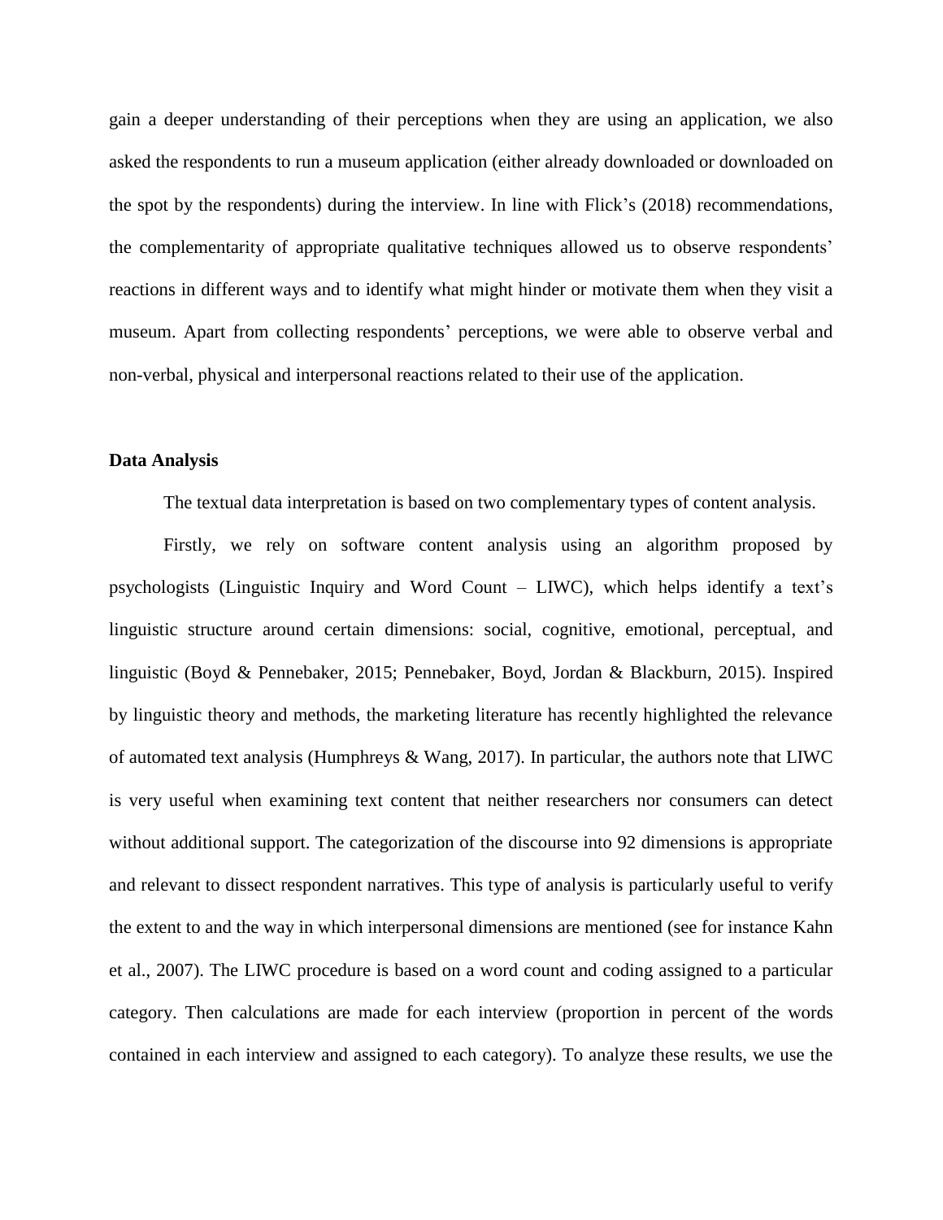gain a deeper understanding of their perceptions when they are using an application, we also asked the respondents to run a museum application (either already downloaded or downloaded on the spot by the respondents) during the interview. In line with Flick's (2018) recommendations, the complementarity of appropriate qualitative techniques allowed us to observe respondents' reactions in different ways and to identify what might hinder or motivate them when they visit a museum. Apart from collecting respondents' perceptions, we were able to observe verbal and non-verbal, physical and interpersonal reactions related to their use of the application.

**Data Analysis**

The textual data interpretation is based on two complementary types of content analysis.

Firstly, we rely on software content analysis using an algorithm proposed by psychologists (Linguistic Inquiry and Word Count – LIWC), which helps identify a text's linguistic structure around certain dimensions: social, cognitive, emotional, perceptual, and linguistic (Boyd & Pennebaker, 2015; Pennebaker, Boyd, Jordan & Blackburn, 2015). Inspired by linguistic theory and methods, the marketing literature has recently highlighted the relevance of automated text analysis (Humphreys & Wang, 2017). In particular, the authors note that LIWC is very useful when examining text content that neither researchers nor consumers can detect without additional support. The categorization of the discourse into 92 dimensions is appropriate and relevant to dissect respondent narratives. This type of analysis is particularly useful to verify the extent to and the way in which interpersonal dimensions are mentioned (see for instance Kahn et al., 2007). The LIWC procedure is based on a word count and coding assigned to a particular category. Then calculations are made for each interview (proportion in percent of the words contained in each interview and assigned to each category). To analyze these results, we use the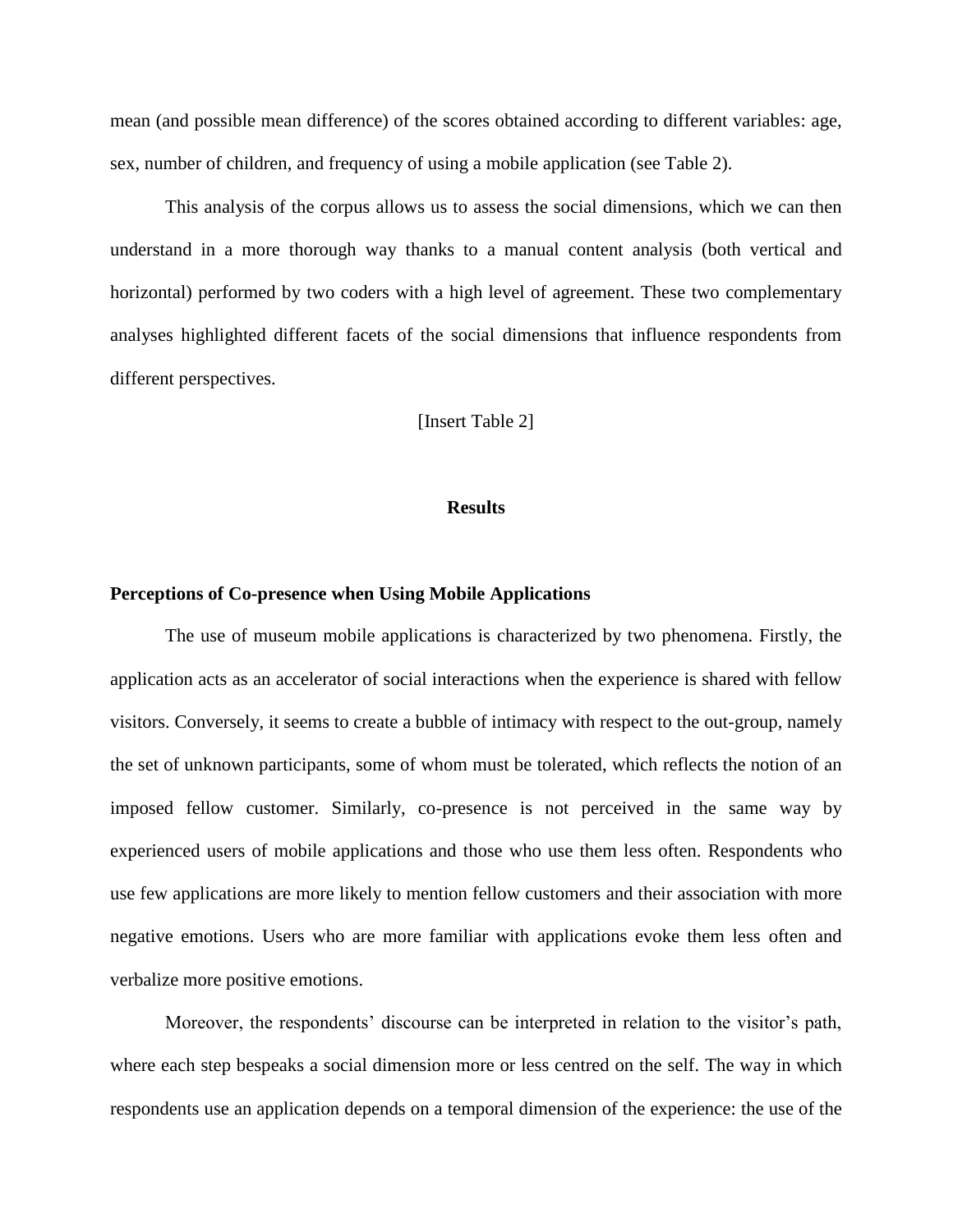mean (and possible mean difference) of the scores obtained according to different variables: age, sex, number of children, and frequency of using a mobile application (see Table 2).

This analysis of the corpus allows us to assess the social dimensions, which we can then understand in a more thorough way thanks to a manual content analysis (both vertical and horizontal) performed by two coders with a high level of agreement. These two complementary analyses highlighted different facets of the social dimensions that influence respondents from different perspectives.

[Insert Table 2]

## Results

### Perceptions of Co-presence when Using Mobile Applications

The use of museum mobile applications is characterized by two phenomena. Firstly, the application acts as an accelerator of social interactions when the experience is shared with fellow visitors. Conversely, it seems to create a bubble of intimacy with respect to the out-group, namely the set of unknown participants, some of whom must be tolerated, which reflects the notion of an imposed fellow customer. Similarly, co-presence is not perceived in the same way by experienced users of mobile applications and those who use them less often. Respondents who use few applications are more likely to mention fellow customers and their association with more negative emotions. Users who are more familiar with applications evoke them less often and verbalize more positive emotions.

Moreover, the respondents' discourse can be interpreted in relation to the visitor's path, where each step bespeaks a social dimension more or less centred on the self. The way in which respondents use an application depends on a temporal dimension of the experience: the use of the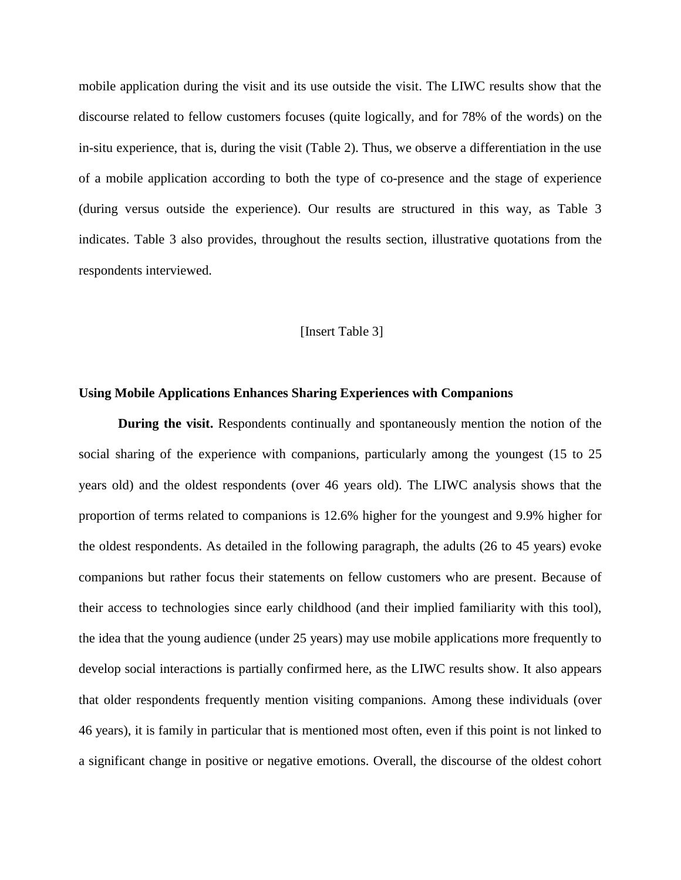mobile application during the visit and its use outside the visit. The LIWC results show that the discourse related to fellow customers focuses (quite logically, and for 78% of the words) on the in-situ experience, that is, during the visit (Table 2). Thus, we observe a differentiation in the use of a mobile application according to both the type of co-presence and the stage of experience (during versus outside the experience). Our results are structured in this way, as Table 3 indicates. Table 3 also provides, throughout the results section, illustrative quotations from the respondents interviewed.

[Insert Table 3]

### Using Mobile Applications Enhances Sharing Experiences with Companions

**During the visit.** Respondents continually and spontaneously mention the notion of the social sharing of the experience with companions, particularly among the youngest (15 to 25 years old) and the oldest respondents (over 46 years old). The LIWC analysis shows that the proportion of terms related to companions is 12.6% higher for the youngest and 9.9% higher for the oldest respondents. As detailed in the following paragraph, the adults (26 to 45 years) evoke companions but rather focus their statements on fellow customers who are present. Because of their access to technologies since early childhood (and their implied familiarity with this tool), the idea that the young audience (under 25 years) may use mobile applications more frequently to develop social interactions is partially confirmed here, as the LIWC results show. It also appears that older respondents frequently mention visiting companions. Among these individuals (over 46 years), it is family in particular that is mentioned most often, even if this point is not linked to a significant change in positive or negative emotions. Overall, the discourse of the oldest cohort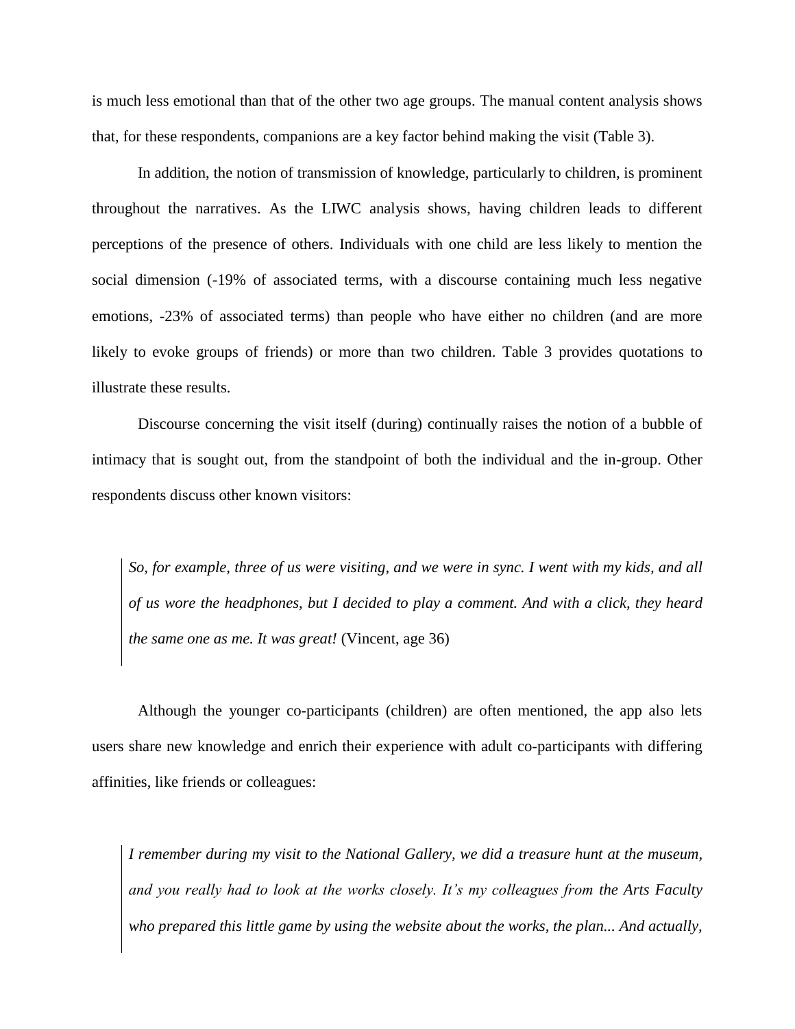is much less emotional than that of the other two age groups. The manual content analysis shows that, for these respondents, companions are a key factor behind making the visit (Table 3).

In addition, the notion of transmission of knowledge, particularly to children, is prominent throughout the narratives. As the LIWC analysis shows, having children leads to different perceptions of the presence of others. Individuals with one child are less likely to mention the social dimension (-19% of associated terms, with a discourse containing much less negative emotions, -23% of associated terms) than people who have either no children (and are more likely to evoke groups of friends) or more than two children. Table 3 provides quotations to illustrate these results.

Discourse concerning the visit itself (during) continually raises the notion of a bubble of intimacy that is sought out, from the standpoint of both the individual and the in-group. Other respondents discuss other known visitors:

> *So, for example, three of us were visiting, and we were in sync. I went with my kids, and all of us wore the headphones, but I decided to play a comment. And with a click, they heard the same one as me. It was great!* (Vincent, age 36)

Although the younger co-participants (children) are often mentioned, the app also lets users share new knowledge and enrich their experience with adult co-participants with differing affinities, like friends or colleagues:

> *I remember during my visit to the National Gallery, we did a treasure hunt at the museum, and you really had to look at the works closely. It's my colleagues from the Arts Faculty who prepared this little game by using the website about the works, the plan... And actually,*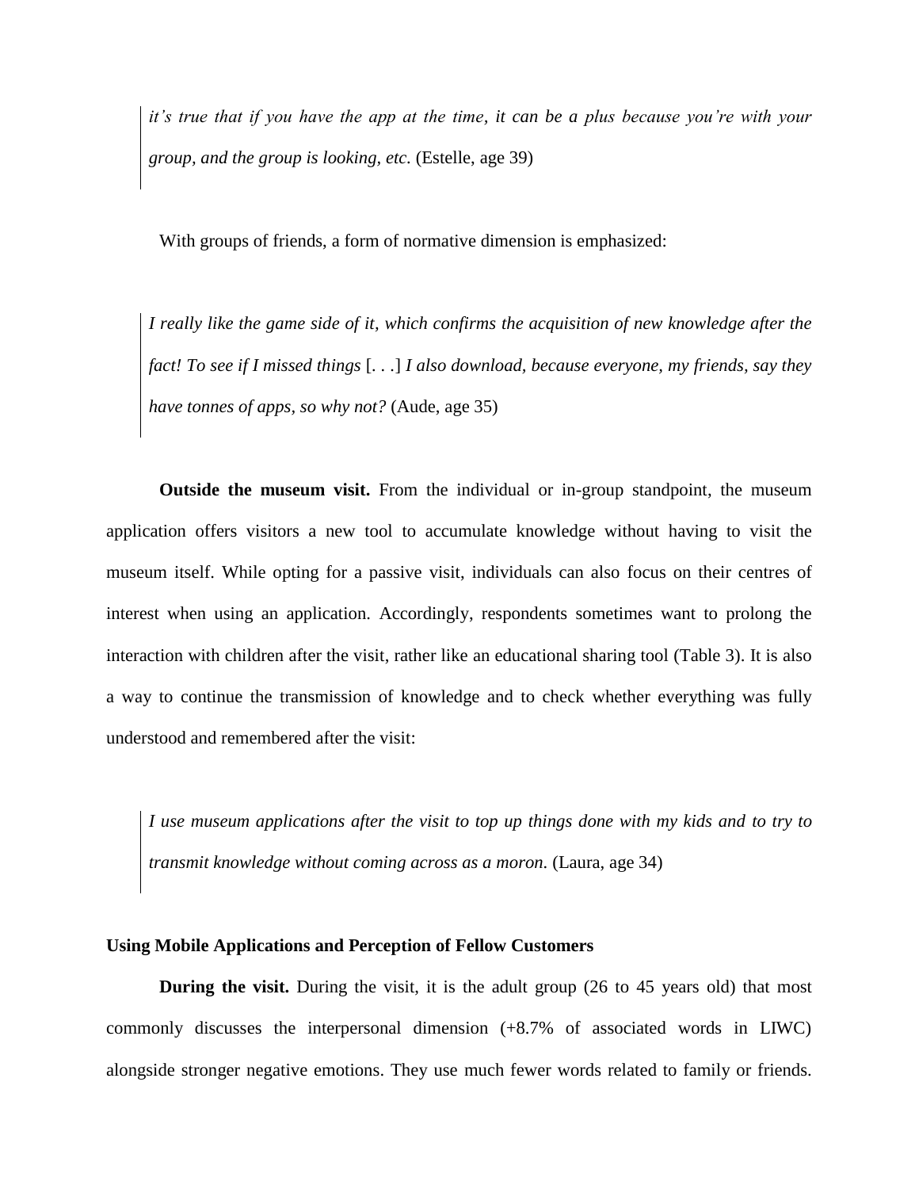> *it's true that if you have the app at the time, it can be a plus because you're with your group, and the group is looking, etc.* (Estelle, age 39)

With groups of friends, a form of normative dimension is emphasized:

> *I really like the game side of it, which confirms the acquisition of new knowledge after the fact! To see if I missed things* [. . .] *I also download, because everyone, my friends, say they have tonnes of apps, so why not?* (Aude, age 35)

**Outside the museum visit.** From the individual or in-group standpoint, the museum application offers visitors a new tool to accumulate knowledge without having to visit the museum itself. While opting for a passive visit, individuals can also focus on their centres of interest when using an application. Accordingly, respondents sometimes want to prolong the interaction with children after the visit, rather like an educational sharing tool (Table 3). It is also a way to continue the transmission of knowledge and to check whether everything was fully understood and remembered after the visit:

> *I use museum applications after the visit to top up things done with my kids and to try to transmit knowledge without coming across as a moron.* (Laura, age 34)

### Using Mobile Applications and Perception of Fellow Customers

**During the visit.** During the visit, it is the adult group (26 to 45 years old) that most commonly discusses the interpersonal dimension (+8.7% of associated words in LIWC) alongside stronger negative emotions. They use much fewer words related to family or friends.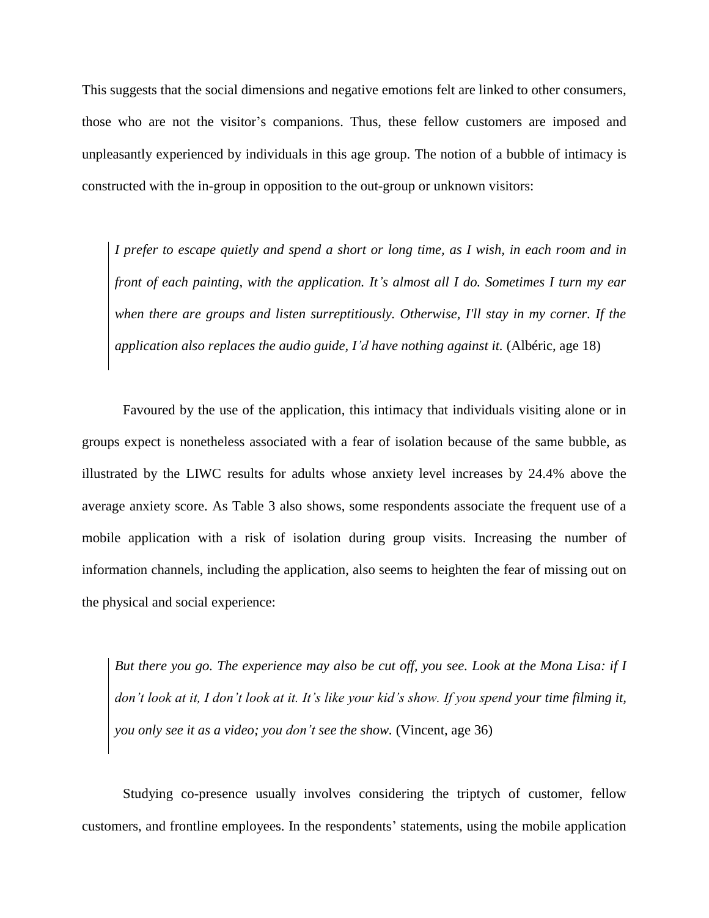This suggests that the social dimensions and negative emotions felt are linked to other consumers, those who are not the visitor's companions. Thus, these fellow customers are imposed and unpleasantly experienced by individuals in this age group. The notion of a bubble of intimacy is constructed with the in-group in opposition to the out-group or unknown visitors:

> *I prefer to escape quietly and spend a short or long time, as I wish, in each room and in front of each painting, with the application. It's almost all I do. Sometimes I turn my ear when there are groups and listen surreptitiously. Otherwise, I'll stay in my corner. If the application also replaces the audio guide, I'd have nothing against it.* (Albéric, age 18)

Favoured by the use of the application, this intimacy that individuals visiting alone or in groups expect is nonetheless associated with a fear of isolation because of the same bubble, as illustrated by the LIWC results for adults whose anxiety level increases by 24.4% above the average anxiety score. As Table 3 also shows, some respondents associate the frequent use of a mobile application with a risk of isolation during group visits. Increasing the number of information channels, including the application, also seems to heighten the fear of missing out on the physical and social experience:

> *But there you go. The experience may also be cut off, you see. Look at the Mona Lisa: if I don't look at it, I don't look at it. It's like your kid's show. If you spend your time filming it, you only see it as a video; you don't see the show.* (Vincent, age 36)

Studying co-presence usually involves considering the triptych of customer, fellow customers, and frontline employees. In the respondents' statements, using the mobile application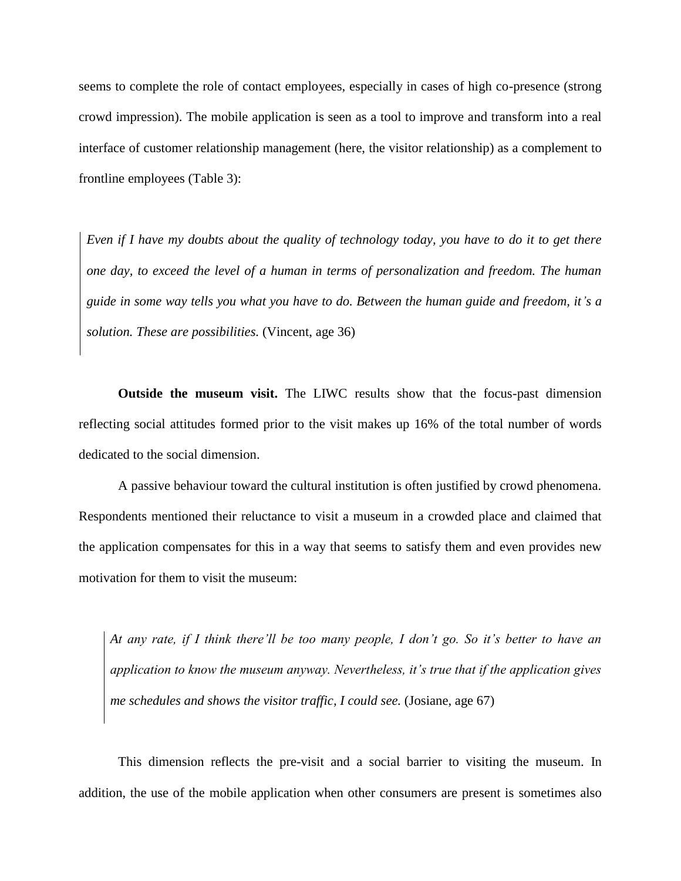seems to complete the role of contact employees, especially in cases of high co-presence (strong crowd impression). The mobile application is seen as a tool to improve and transform into a real interface of customer relationship management (here, the visitor relationship) as a complement to frontline employees (Table 3):

> *Even if I have my doubts about the quality of technology today, you have to do it to get there one day, to exceed the level of a human in terms of personalization and freedom. The human guide in some way tells you what you have to do. Between the human guide and freedom, it's a solution. These are possibilities.* (Vincent, age 36)

**Outside the museum visit.** The LIWC results show that the focus-past dimension reflecting social attitudes formed prior to the visit makes up 16% of the total number of words dedicated to the social dimension.

A passive behaviour toward the cultural institution is often justified by crowd phenomena. Respondents mentioned their reluctance to visit a museum in a crowded place and claimed that the application compensates for this in a way that seems to satisfy them and even provides new motivation for them to visit the museum:

> *At any rate, if I think there'll be too many people, I don't go. So it's better to have an application to know the museum anyway. Nevertheless, it's true that if the application gives me schedules and shows the visitor traffic, I could see.* (Josiane, age 67)

This dimension reflects the pre-visit and a social barrier to visiting the museum. In addition, the use of the mobile application when other consumers are present is sometimes also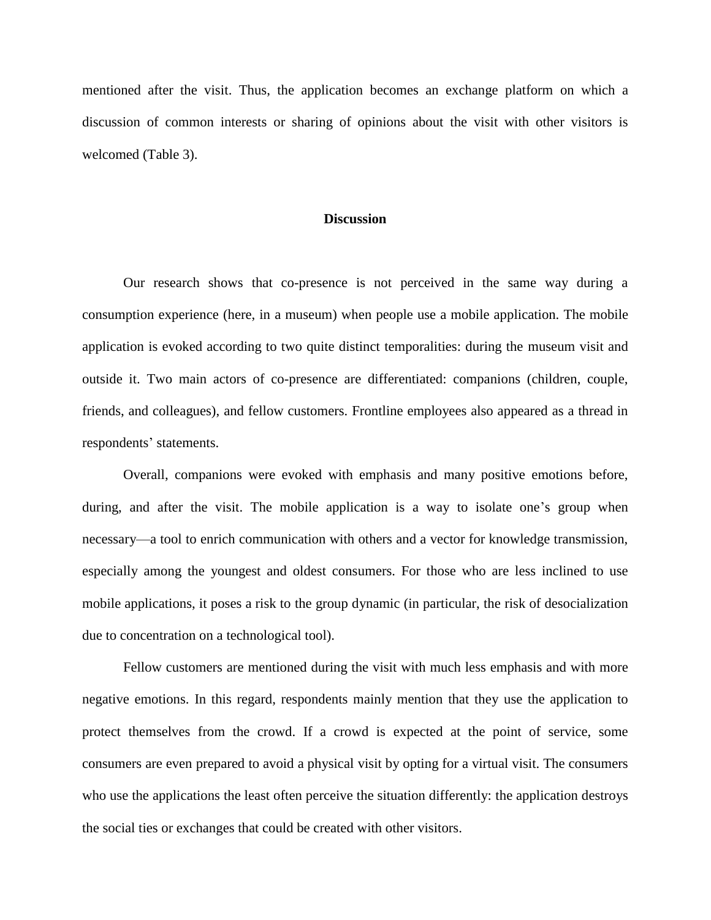mentioned after the visit. Thus, the application becomes an exchange platform on which a discussion of common interests or sharing of opinions about the visit with other visitors is welcomed (Table 3).

## Discussion

Our research shows that co-presence is not perceived in the same way during a consumption experience (here, in a museum) when people use a mobile application. The mobile application is evoked according to two quite distinct temporalities: during the museum visit and outside it. Two main actors of co-presence are differentiated: companions (children, couple, friends, and colleagues), and fellow customers. Frontline employees also appeared as a thread in respondents' statements.

Overall, companions were evoked with emphasis and many positive emotions before, during, and after the visit. The mobile application is a way to isolate one's group when necessary—a tool to enrich communication with others and a vector for knowledge transmission, especially among the youngest and oldest consumers. For those who are less inclined to use mobile applications, it poses a risk to the group dynamic (in particular, the risk of desocialization due to concentration on a technological tool).

Fellow customers are mentioned during the visit with much less emphasis and with more negative emotions. In this regard, respondents mainly mention that they use the application to protect themselves from the crowd. If a crowd is expected at the point of service, some consumers are even prepared to avoid a physical visit by opting for a virtual visit. The consumers who use the applications the least often perceive the situation differently: the application destroys the social ties or exchanges that could be created with other visitors.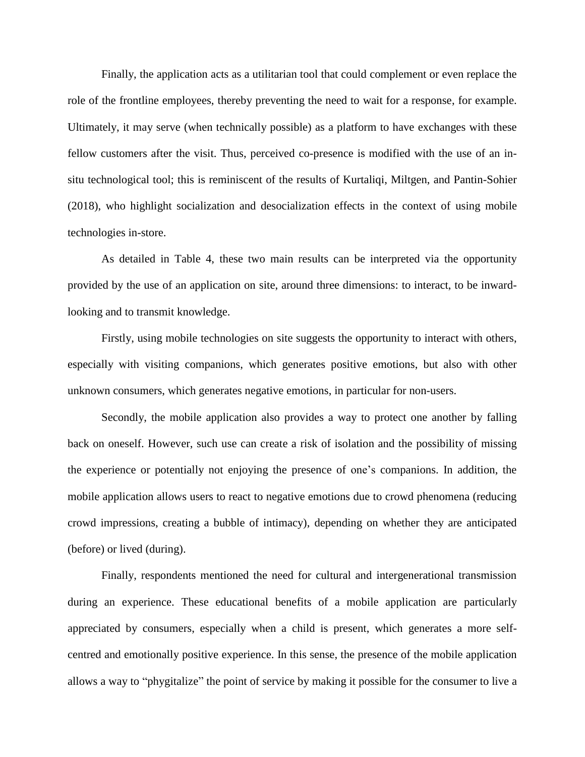Finally, the application acts as a utilitarian tool that could complement or even replace the role of the frontline employees, thereby preventing the need to wait for a response, for example. Ultimately, it may serve (when technically possible) as a platform to have exchanges with these fellow customers after the visit. Thus, perceived co-presence is modified with the use of an in-situ technological tool; this is reminiscent of the results of Kurtaliqi, Miltgen, and Pantin-Sohier (2018), who highlight socialization and desocialization effects in the context of using mobile technologies in-store.

As detailed in Table 4, these two main results can be interpreted via the opportunity provided by the use of an application on site, around three dimensions: to interact, to be inward-looking and to transmit knowledge.

Firstly, using mobile technologies on site suggests the opportunity to interact with others, especially with visiting companions, which generates positive emotions, but also with other unknown consumers, which generates negative emotions, in particular for non-users.

Secondly, the mobile application also provides a way to protect one another by falling back on oneself. However, such use can create a risk of isolation and the possibility of missing the experience or potentially not enjoying the presence of one's companions. In addition, the mobile application allows users to react to negative emotions due to crowd phenomena (reducing crowd impressions, creating a bubble of intimacy), depending on whether they are anticipated (before) or lived (during).

Finally, respondents mentioned the need for cultural and intergenerational transmission during an experience. These educational benefits of a mobile application are particularly appreciated by consumers, especially when a child is present, which generates a more self-centred and emotionally positive experience. In this sense, the presence of the mobile application allows a way to "phygitalize" the point of service by making it possible for the consumer to live a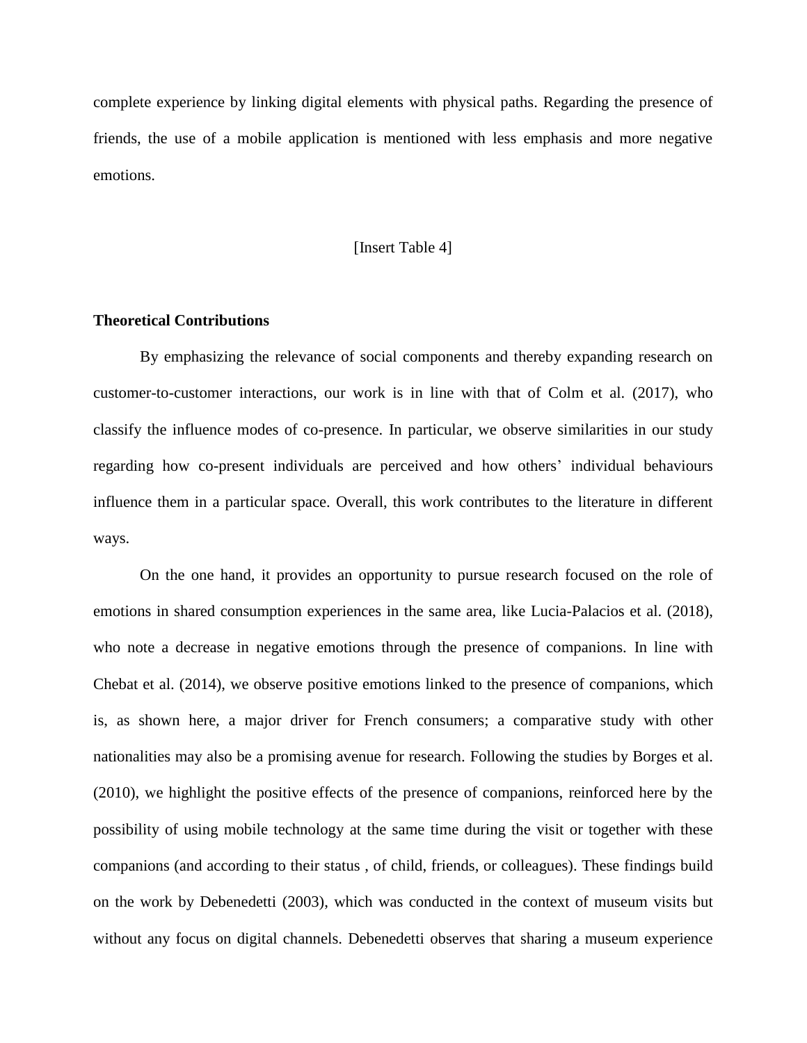complete experience by linking digital elements with physical paths. Regarding the presence of friends, the use of a mobile application is mentioned with less emphasis and more negative emotions.

[Insert Table 4]

**Theoretical Contributions**

By emphasizing the relevance of social components and thereby expanding research on customer-to-customer interactions, our work is in line with that of Colm et al. (2017), who classify the influence modes of co-presence. In particular, we observe similarities in our study regarding how co-present individuals are perceived and how others' individual behaviours influence them in a particular space. Overall, this work contributes to the literature in different ways.

On the one hand, it provides an opportunity to pursue research focused on the role of emotions in shared consumption experiences in the same area, like Lucia-Palacios et al. (2018), who note a decrease in negative emotions through the presence of companions. In line with Chebat et al. (2014), we observe positive emotions linked to the presence of companions, which is, as shown here, a major driver for French consumers; a comparative study with other nationalities may also be a promising avenue for research. Following the studies by Borges et al. (2010), we highlight the positive effects of the presence of companions, reinforced here by the possibility of using mobile technology at the same time during the visit or together with these companions (and according to their status , of child, friends, or colleagues). These findings build on the work by Debenedetti (2003), which was conducted in the context of museum visits but without any focus on digital channels. Debenedetti observes that sharing a museum experience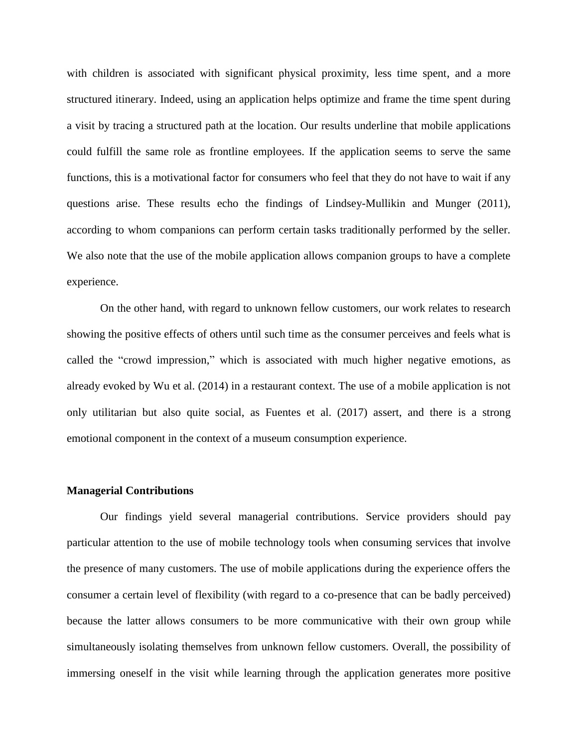with children is associated with significant physical proximity, less time spent, and a more structured itinerary. Indeed, using an application helps optimize and frame the time spent during a visit by tracing a structured path at the location. Our results underline that mobile applications could fulfill the same role as frontline employees. If the application seems to serve the same functions, this is a motivational factor for consumers who feel that they do not have to wait if any questions arise. These results echo the findings of Lindsey-Mullikin and Munger (2011), according to whom companions can perform certain tasks traditionally performed by the seller. We also note that the use of the mobile application allows companion groups to have a complete experience.

On the other hand, with regard to unknown fellow customers, our work relates to research showing the positive effects of others until such time as the consumer perceives and feels what is called the "crowd impression," which is associated with much higher negative emotions, as already evoked by Wu et al. (2014) in a restaurant context. The use of a mobile application is not only utilitarian but also quite social, as Fuentes et al. (2017) assert, and there is a strong emotional component in the context of a museum consumption experience.

**Managerial Contributions**

Our findings yield several managerial contributions. Service providers should pay particular attention to the use of mobile technology tools when consuming services that involve the presence of many customers. The use of mobile applications during the experience offers the consumer a certain level of flexibility (with regard to a co-presence that can be badly perceived) because the latter allows consumers to be more communicative with their own group while simultaneously isolating themselves from unknown fellow customers. Overall, the possibility of immersing oneself in the visit while learning through the application generates more positive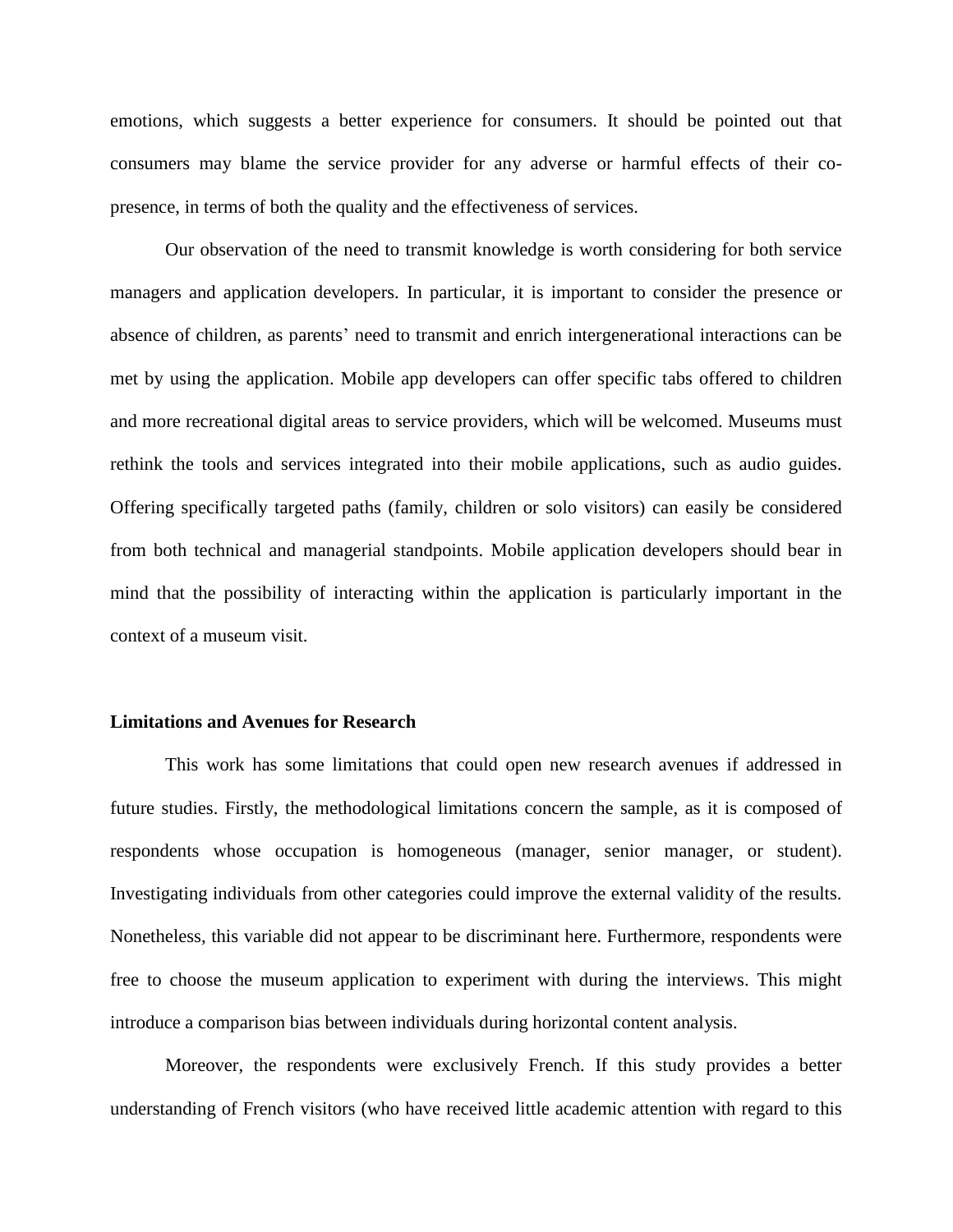emotions, which suggests a better experience for consumers. It should be pointed out that consumers may blame the service provider for any adverse or harmful effects of their co-presence, in terms of both the quality and the effectiveness of services.

Our observation of the need to transmit knowledge is worth considering for both service managers and application developers. In particular, it is important to consider the presence or absence of children, as parents' need to transmit and enrich intergenerational interactions can be met by using the application. Mobile app developers can offer specific tabs offered to children and more recreational digital areas to service providers, which will be welcomed. Museums must rethink the tools and services integrated into their mobile applications, such as audio guides. Offering specifically targeted paths (family, children or solo visitors) can easily be considered from both technical and managerial standpoints. Mobile application developers should bear in mind that the possibility of interacting within the application is particularly important in the context of a museum visit.

## Limitations and Avenues for Research

This work has some limitations that could open new research avenues if addressed in future studies. Firstly, the methodological limitations concern the sample, as it is composed of respondents whose occupation is homogeneous (manager, senior manager, or student). Investigating individuals from other categories could improve the external validity of the results. Nonetheless, this variable did not appear to be discriminant here. Furthermore, respondents were free to choose the museum application to experiment with during the interviews. This might introduce a comparison bias between individuals during horizontal content analysis.

Moreover, the respondents were exclusively French. If this study provides a better understanding of French visitors (who have received little academic attention with regard to this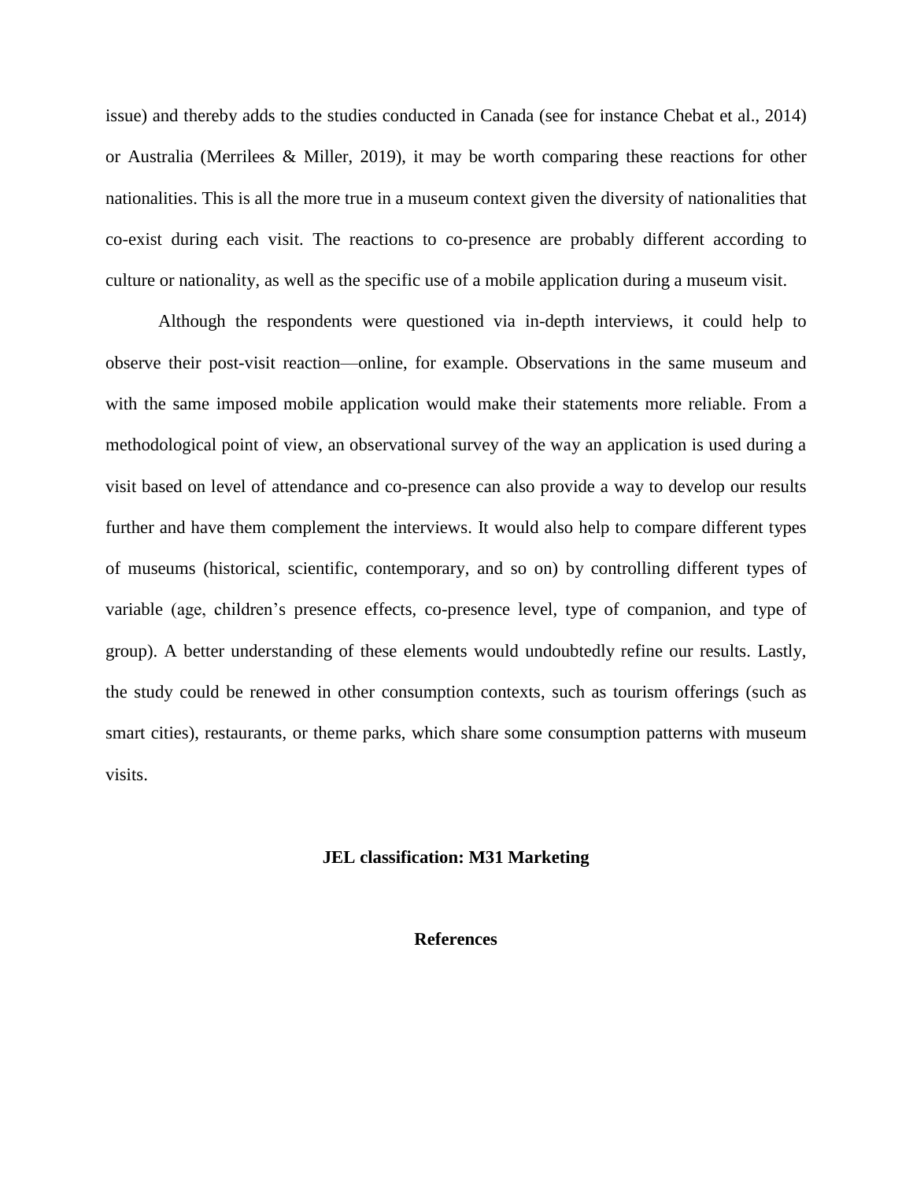issue) and thereby adds to the studies conducted in Canada (see for instance Chebat et al., 2014) or Australia (Merrilees & Miller, 2019), it may be worth comparing these reactions for other nationalities. This is all the more true in a museum context given the diversity of nationalities that co-exist during each visit. The reactions to co-presence are probably different according to culture or nationality, as well as the specific use of a mobile application during a museum visit.

Although the respondents were questioned via in-depth interviews, it could help to observe their post-visit reaction—online, for example. Observations in the same museum and with the same imposed mobile application would make their statements more reliable. From a methodological point of view, an observational survey of the way an application is used during a visit based on level of attendance and co-presence can also provide a way to develop our results further and have them complement the interviews. It would also help to compare different types of museums (historical, scientific, contemporary, and so on) by controlling different types of variable (age, children's presence effects, co-presence level, type of companion, and type of group). A better understanding of these elements would undoubtedly refine our results. Lastly, the study could be renewed in other consumption contexts, such as tourism offerings (such as smart cities), restaurants, or theme parks, which share some consumption patterns with museum visits.

**JEL classification: M31 Marketing**

## References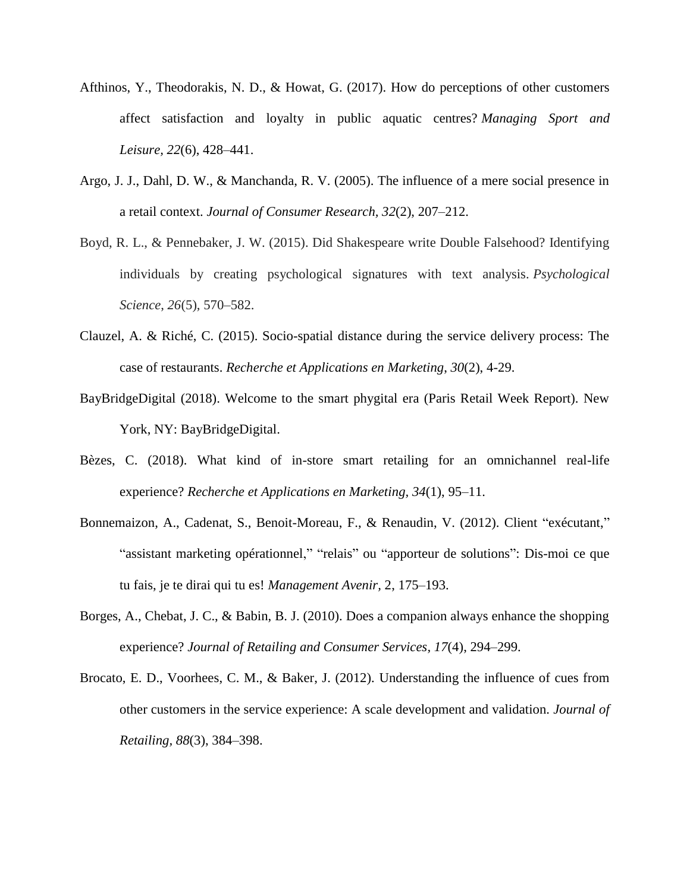Afthinos, Y., Theodorakis, N. D., & Howat, G. (2017). How do perceptions of other customers affect satisfaction and loyalty in public aquatic centres? *Managing Sport and Leisure*, *22*(6), 428–441.

Argo, J. J., Dahl, D. W., & Manchanda, R. V. (2005). The influence of a mere social presence in a retail context. *Journal of Consumer Research*, *32*(2), 207–212.

Boyd, R. L., & Pennebaker, J. W. (2015). Did Shakespeare write Double Falsehood? Identifying individuals by creating psychological signatures with text analysis. *Psychological Science*, *26*(5), 570–582.

Clauzel, A. & Riché, C. (2015). Socio-spatial distance during the service delivery process: The case of restaurants. *Recherche et Applications en Marketing*, *30*(2), 4-29.

BayBridgeDigital (2018). Welcome to the smart phygital era (Paris Retail Week Report). New York, NY: BayBridgeDigital.

Bèzes, C. (2018). What kind of in-store smart retailing for an omnichannel real-life experience? *Recherche et Applications en Marketing, 34*(1), 95–11.

Bonnemaizon, A., Cadenat, S., Benoit-Moreau, F., & Renaudin, V. (2012). Client "exécutant," "assistant marketing opérationnel," "relais" ou "apporteur de solutions": Dis-moi ce que tu fais, je te dirai qui tu es! *Management Avenir,* 2, 175–193.

Borges, A., Chebat, J. C., & Babin, B. J. (2010). Does a companion always enhance the shopping experience? *Journal of Retailing and Consumer Services, 17*(4), 294–299.

Brocato, E. D., Voorhees, C. M., & Baker, J. (2012). Understanding the influence of cues from other customers in the service experience: A scale development and validation. *Journal of Retailing, 88*(3), 384–398.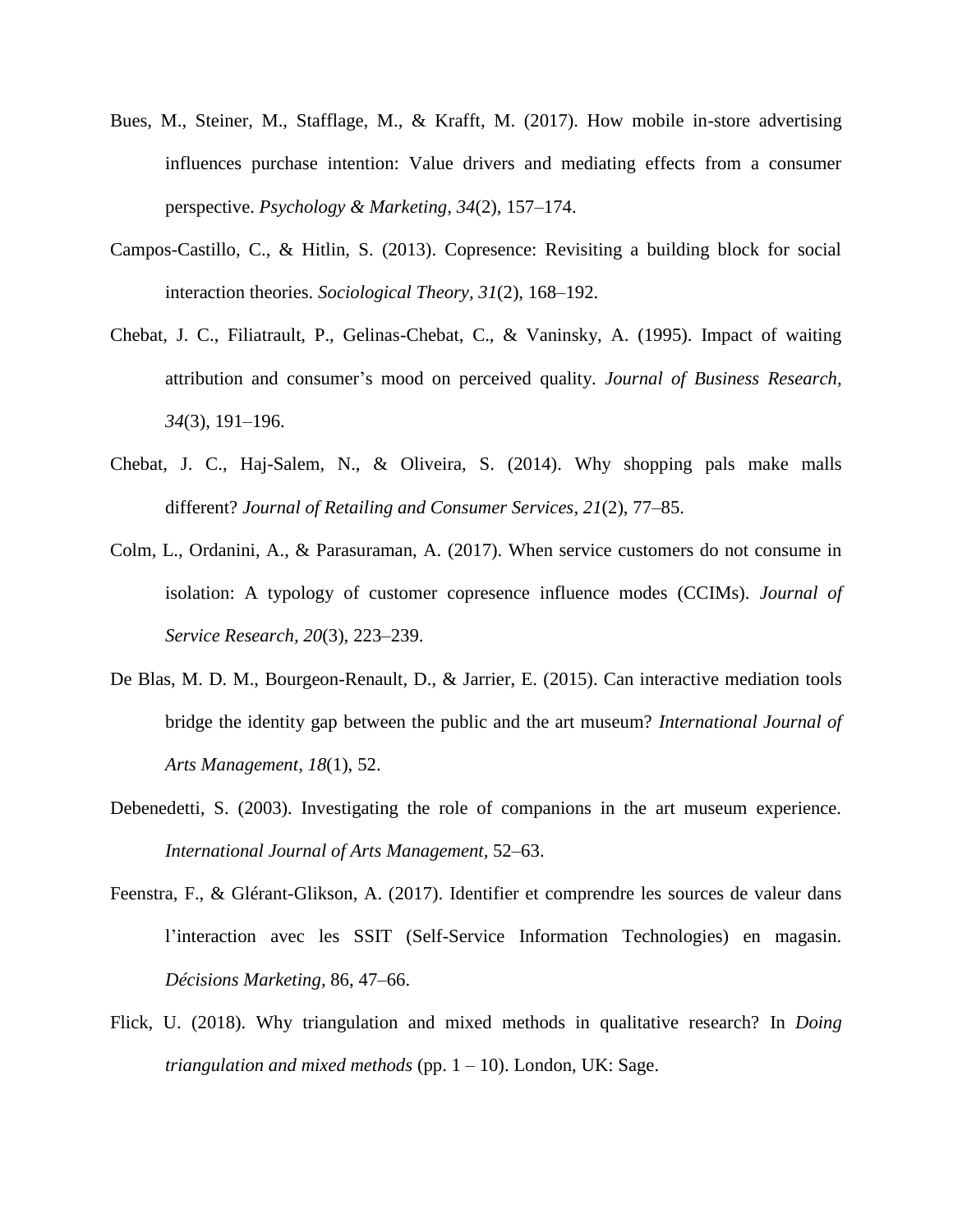Bues, M., Steiner, M., Stafflage, M., & Krafft, M. (2017). How mobile in-store advertising influences purchase intention: Value drivers and mediating effects from a consumer perspective. *Psychology & Marketing, 34*(2), 157–174.

Campos-Castillo, C., & Hitlin, S. (2013). Copresence: Revisiting a building block for social interaction theories. *Sociological Theory, 31*(2), 168–192.

Chebat, J. C., Filiatrault, P., Gelinas-Chebat, C., & Vaninsky, A. (1995). Impact of waiting attribution and consumer's mood on perceived quality. *Journal of Business Research, 34*(3), 191–196.

Chebat, J. C., Haj-Salem, N., & Oliveira, S. (2014). Why shopping pals make malls different? *Journal of Retailing and Consumer Services, 21*(2), 77–85.

Colm, L., Ordanini, A., & Parasuraman, A. (2017). When service customers do not consume in isolation: A typology of customer copresence influence modes (CCIMs). *Journal of Service Research, 20*(3), 223–239.

De Blas, M. D. M., Bourgeon-Renault, D., & Jarrier, E. (2015). Can interactive mediation tools bridge the identity gap between the public and the art museum? *International Journal of Arts Management*, *18*(1), 52.

Debenedetti, S. (2003). Investigating the role of companions in the art museum experience. *International Journal of Arts Management,* 52–63.

Feenstra, F., & Glérant-Glikson, A. (2017). Identifier et comprendre les sources de valeur dans l'interaction avec les SSIT (Self-Service Information Technologies) en magasin. *Décisions Marketing,* 86, 47–66.

Flick, U. (2018). Why triangulation and mixed methods in qualitative research? In *Doing triangulation and mixed methods* (pp. 1 – 10). London, UK: Sage.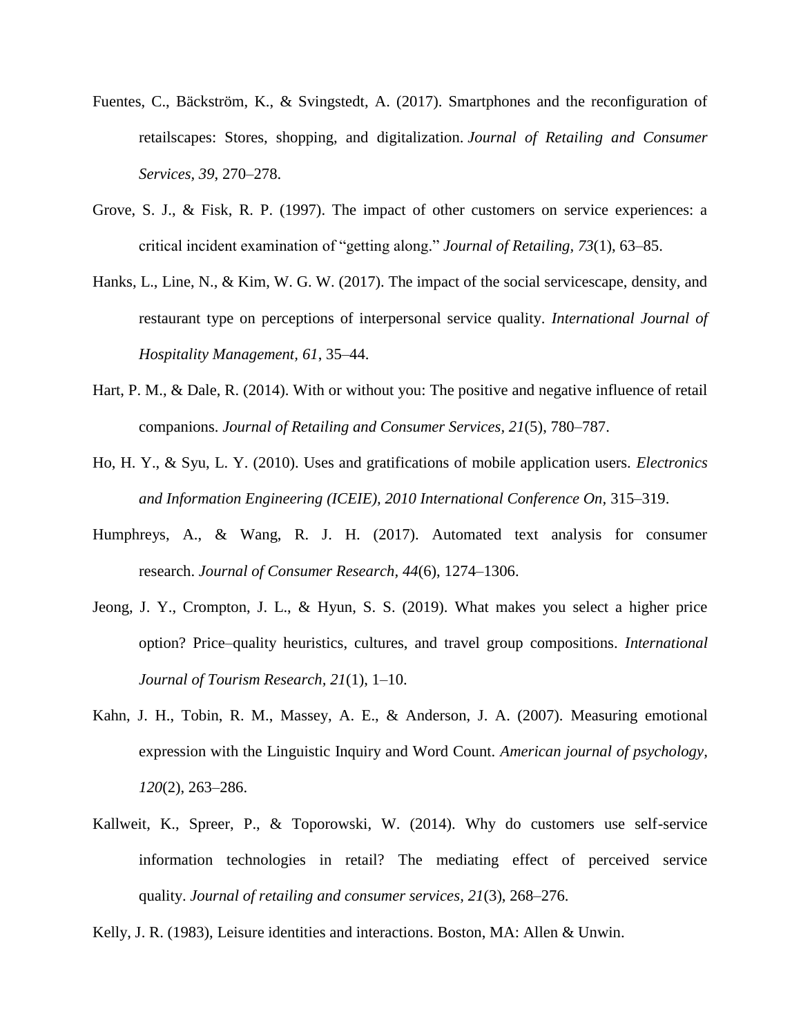Fuentes, C., Bäckström, K., & Svingstedt, A. (2017). Smartphones and the reconfiguration of retailscapes: Stores, shopping, and digitalization. *Journal of Retailing and Consumer Services*, *39*, 270–278.

Grove, S. J., & Fisk, R. P. (1997). The impact of other customers on service experiences: a critical incident examination of "getting along." *Journal of Retailing*, *73*(1), 63–85.

Hanks, L., Line, N., & Kim, W. G. W. (2017). The impact of the social servicescape, density, and restaurant type on perceptions of interpersonal service quality. *International Journal of Hospitality Management, 61*, 35–44.

Hart, P. M., & Dale, R. (2014). With or without you: The positive and negative influence of retail companions. *Journal of Retailing and Consumer Services, 21*(5), 780–787.

Ho, H. Y., & Syu, L. Y. (2010). Uses and gratifications of mobile application users. *Electronics and Information Engineering (ICEIE), 2010 International Conference On,* 315–319.

Humphreys, A., & Wang, R. J. H. (2017). Automated text analysis for consumer research. *Journal of Consumer Research, 44*(6), 1274–1306.

Jeong, J. Y., Crompton, J. L., & Hyun, S. S. (2019). What makes you select a higher price option? Price–quality heuristics, cultures, and travel group compositions. *International Journal of Tourism Research, 21*(1), 1–10.

Kahn, J. H., Tobin, R. M., Massey, A. E., & Anderson, J. A. (2007). Measuring emotional expression with the Linguistic Inquiry and Word Count. *American journal of psychology, 120*(2), 263–286.

Kallweit, K., Spreer, P., & Toporowski, W. (2014). Why do customers use self-service information technologies in retail? The mediating effect of perceived service quality. *Journal of retailing and consumer services*, *21*(3), 268–276.

Kelly, J. R. (1983), Leisure identities and interactions. Boston, MA: Allen & Unwin.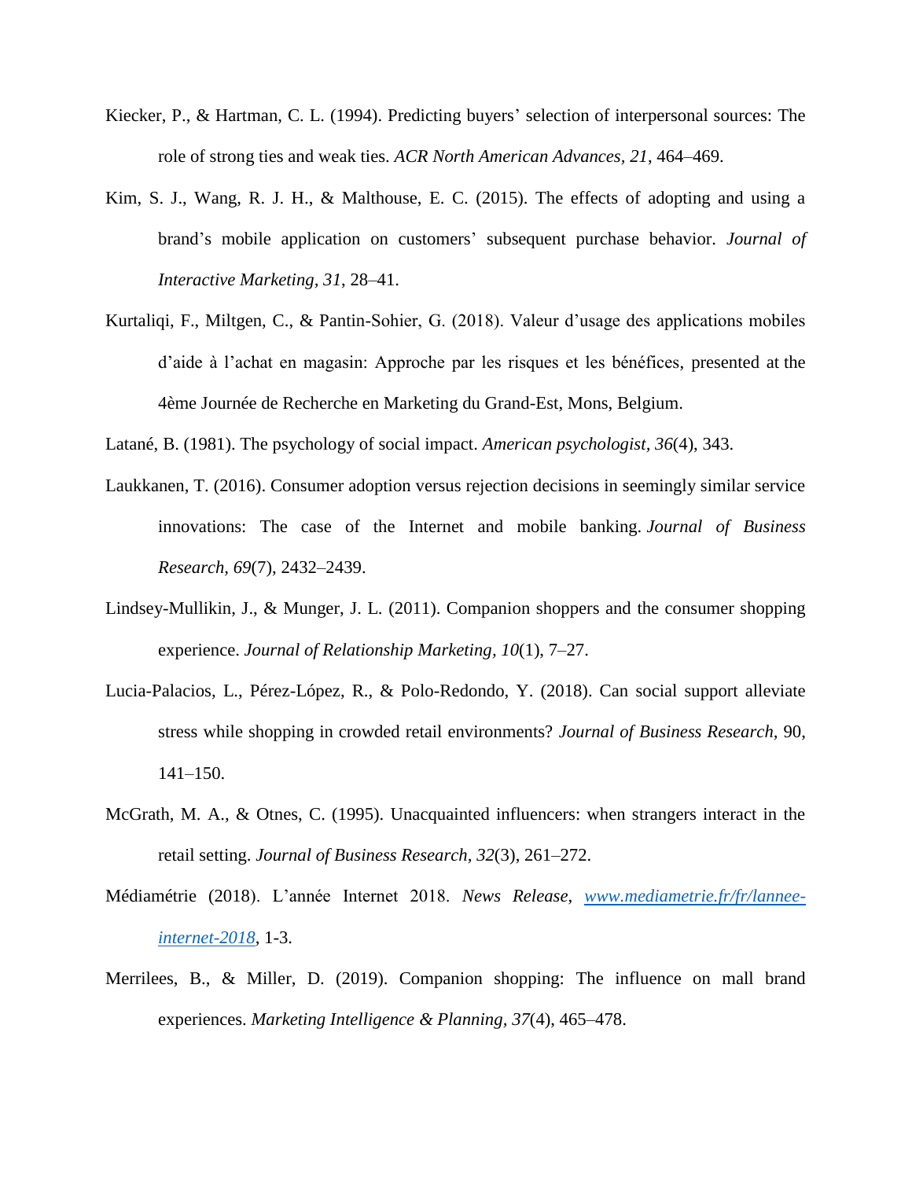Kiecker, P., & Hartman, C. L. (1994). Predicting buyers' selection of interpersonal sources: The role of strong ties and weak ties. *ACR North American Advances*, *21*, 464–469.

Kim, S. J., Wang, R. J. H., & Malthouse, E. C. (2015). The effects of adopting and using a brand's mobile application on customers' subsequent purchase behavior. *Journal of Interactive Marketing*, *31*, 28–41.

Kurtaliqi, F., Miltgen, C., & Pantin-Sohier, G. (2018). Valeur d'usage des applications mobiles d'aide à l'achat en magasin: Approche par les risques et les bénéfices, presented at the 4ème Journée de Recherche en Marketing du Grand-Est, Mons, Belgium.

Latané, B. (1981). The psychology of social impact. *American psychologist*, *36*(4), 343.

Laukkanen, T. (2016). Consumer adoption versus rejection decisions in seemingly similar service innovations: The case of the Internet and mobile banking. *Journal of Business Research*, *69*(7), 2432–2439.

Lindsey-Mullikin, J., & Munger, J. L. (2011). Companion shoppers and the consumer shopping experience. *Journal of Relationship Marketing*, *10*(1), 7–27.

Lucia-Palacios, L., Pérez-López, R., & Polo-Redondo, Y. (2018). Can social support alleviate stress while shopping in crowded retail environments? *Journal of Business Research*, 90, 141–150.

McGrath, M. A., & Otnes, C. (1995). Unacquainted influencers: when strangers interact in the retail setting. *Journal of Business Research*, *32*(3), 261–272.

Médiamétrie (2018). L'année Internet 2018. *News Release*, [www.mediametrie.fr/fr/lannee-internet-2018](www.mediametrie.fr/fr/lannee-internet-2018), 1-3.

Merrilees, B., & Miller, D. (2019). Companion shopping: The influence on mall brand experiences. *Marketing Intelligence & Planning*, *37*(4), 465–478.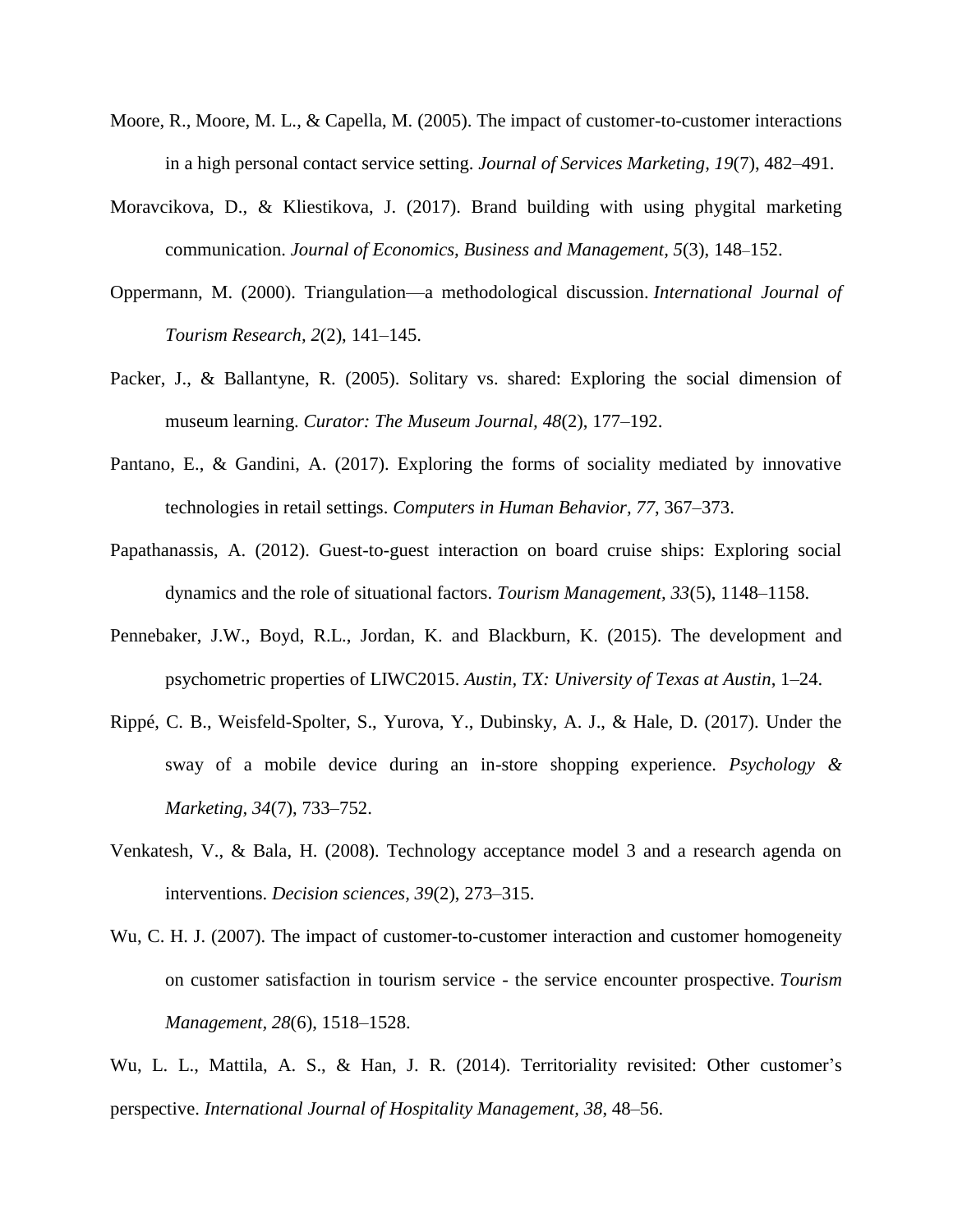Moore, R., Moore, M. L., & Capella, M. (2005). The impact of customer-to-customer interactions in a high personal contact service setting. *Journal of Services Marketing, 19*(7), 482–491.

Moravcikova, D., & Kliestikova, J. (2017). Brand building with using phygital marketing communication. *Journal of Economics, Business and Management*, *5*(3), 148–152.

Oppermann, M. (2000). Triangulation—a methodological discussion. *International Journal of Tourism Research, 2*(2), 141–145.

Packer, J., & Ballantyne, R. (2005). Solitary vs. shared: Exploring the social dimension of museum learning. *Curator: The Museum Journal, 48*(2), 177–192.

Pantano, E., & Gandini, A. (2017). Exploring the forms of sociality mediated by innovative technologies in retail settings. *Computers in Human Behavior*, *77*, 367–373.

Papathanassis, A. (2012). Guest-to-guest interaction on board cruise ships: Exploring social dynamics and the role of situational factors. *Tourism Management, 33*(5), 1148–1158.

Pennebaker, J.W., Boyd, R.L., Jordan, K. and Blackburn, K. (2015). The development and psychometric properties of LIWC2015. *Austin, TX: University of Texas at Austin*, 1–24.

Rippé, C. B., Weisfeld-Spolter, S., Yurova, Y., Dubinsky, A. J., & Hale, D. (2017). Under the sway of a mobile device during an in-store shopping experience. *Psychology & Marketing*, *34*(7), 733–752.

Venkatesh, V., & Bala, H. (2008). Technology acceptance model 3 and a research agenda on interventions. *Decision sciences, 39*(2), 273–315.

Wu, C. H. J. (2007). The impact of customer-to-customer interaction and customer homogeneity on customer satisfaction in tourism service - the service encounter prospective. *Tourism Management, 28*(6), 1518–1528.

Wu, L. L., Mattila, A. S., & Han, J. R. (2014). Territoriality revisited: Other customer's perspective. *International Journal of Hospitality Management*, *38*, 48–56.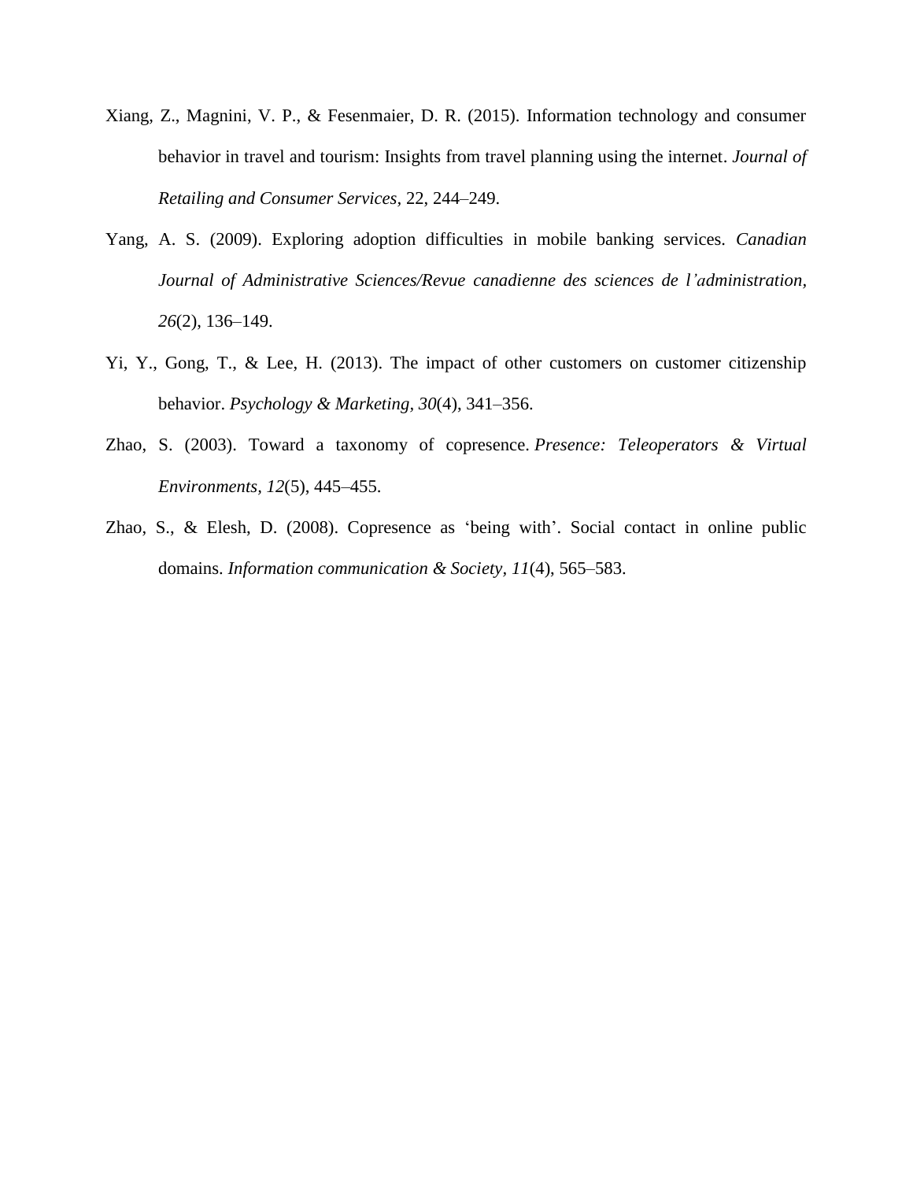Xiang, Z., Magnini, V. P., & Fesenmaier, D. R. (2015). Information technology and consumer behavior in travel and tourism: Insights from travel planning using the internet. *Journal of Retailing and Consumer Services*, 22, 244–249.

Yang, A. S. (2009). Exploring adoption difficulties in mobile banking services. *Canadian Journal of Administrative Sciences/Revue canadienne des sciences de l'administration*, *26*(2), 136–149.

Yi, Y., Gong, T., & Lee, H. (2013). The impact of other customers on customer citizenship behavior. *Psychology & Marketing*, *30*(4), 341–356.

Zhao, S. (2003). Toward a taxonomy of copresence. *Presence: Teleoperators & Virtual Environments*, *12*(5), 445–455.

Zhao, S., & Elesh, D. (2008). Copresence as 'being with'. Social contact in online public domains. *Information communication & Society*, *11*(4), 565–583.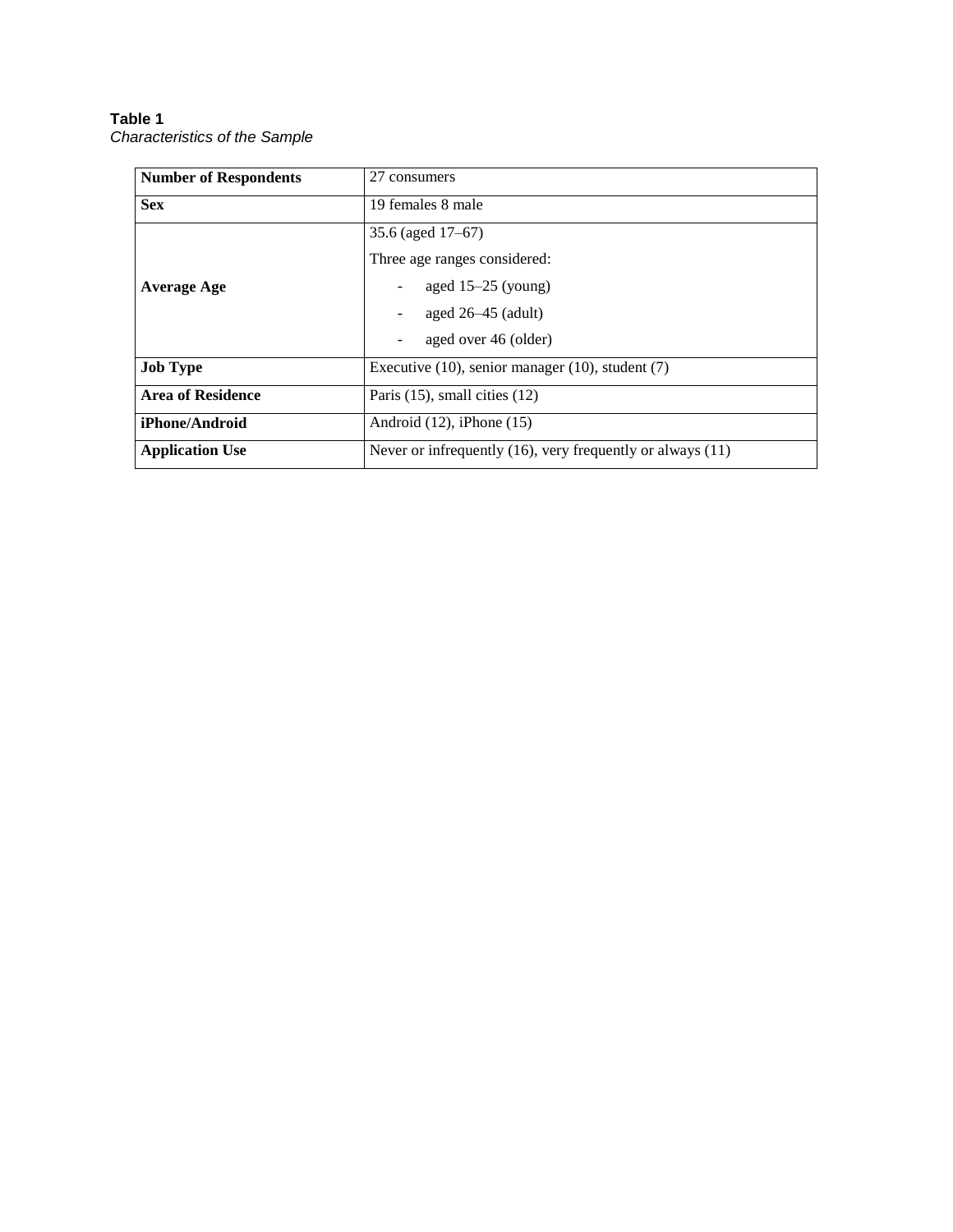**Table 1**
*Characteristics of the Sample*

| | |
|---|---|
| **Number of Respondents** | 27 consumers |
| **Sex** | 19 females 8 male |
| **Average Age** | 35.6 (aged 17–67)<br>Three age ranges considered:<br>- aged 15–25 (young)<br>- aged 26–45 (adult)<br>- aged over 46 (older) |
| **Job Type** | Executive (10), senior manager (10), student (7) |
| **Area of Residence** | Paris (15), small cities (12) |
| **iPhone/Android** | Android (12), iPhone (15) |
| **Application Use** | Never or infrequently (16), very frequently or always (11) |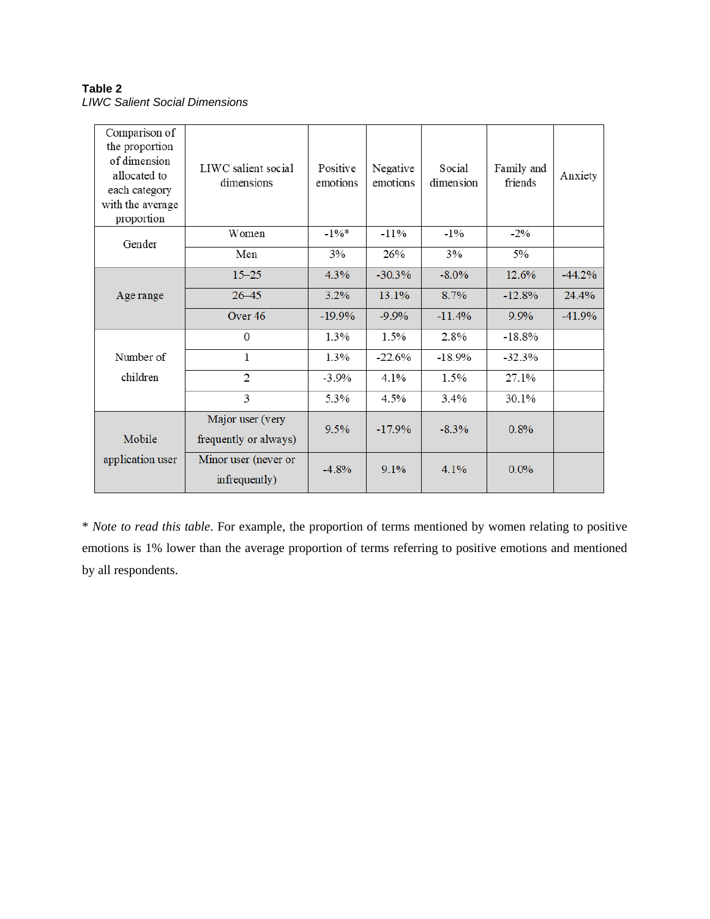**Table 2**

*LIWC Salient Social Dimensions*

| Comparison of the proportion of dimension allocated to each category with the average proportion | LIWC salient social dimensions | Positive emotions | Negative emotions | Social dimension | Family and friends | Anxiety |
|---|---|---|---|---|---|---|
| Gender | Women | -1%* | -11% | -1% | -2% | |
| | Men | 3% | 26% | 3% | 5% | |
| Age range | 15–25 | 4.3% | -30.3% | -8.0% | 12.6% | -44.2% |
| | 26–45 | 3.2% | 13.1% | 8.7% | -12.8% | 24.4% |
| | Over 46 | -19.9% | -9.9% | -11.4% | 9.9% | -41.9% |
| Number of children | 0 | 1.3% | 1.5% | 2.8% | -18.8% | |
| | 1 | 1.3% | -22.6% | -18.9% | -32.3% | |
| | 2 | -3.9% | 4.1% | 1.5% | 27.1% | |
| | 3 | 5.3% | 4.5% | 3.4% | 30.1% | |
| Mobile application user | Major user (very frequently or always) | 9.5% | -17.9% | -8.3% | 0.8% | |
| | Minor user (never or infrequently) | -4.8% | 9.1% | 4.1% | 0.0% | |

\* *Note to read this table*. For example, the proportion of terms mentioned by women relating to positive emotions is 1% lower than the average proportion of terms referring to positive emotions and mentioned by all respondents.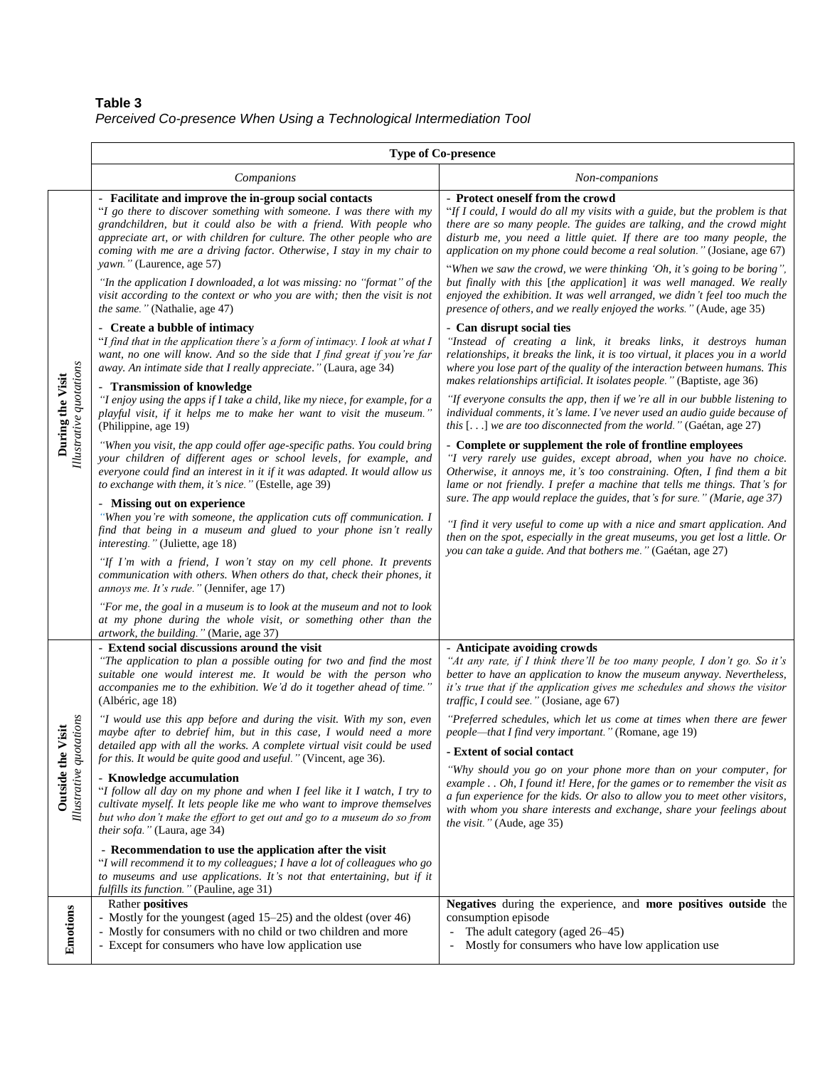**Table 3**

*Perceived Co-presence When Using a Technological Intermediation Tool*

| | Type of Co-presence | |
|---|---|---|
| | *Companions* | *Non-companions* |
| **During the Visit** *Illustrative quotations* | - **Facilitate and improve the in-group social contacts** "*I go there to discover something with someone. I was there with my grandchildren, but it could also be with a friend. With people who appreciate art, or with children for culture. The other people who are coming with me are a driving factor. Otherwise, I stay in my chair to yawn."* (Laurence, age 57) *"In the application I downloaded, a lot was missing: no "format" of the visit according to the context or who you are with; then the visit is not the same."* (Nathalie, age 47) - **Create a bubble of intimacy** "*I find that in the application there's a form of intimacy. I look at what I want, no one will know. And so the side that I find great if you're far away. An intimate side that I really appreciate."* (Laura, age 34) - **Transmission of knowledge** *"I enjoy using the apps if I take a child, like my niece, for example, for a playful visit, if it helps me to make her want to visit the museum."* (Philippine, age 19) *"When you visit, the app could offer age-specific paths. You could bring your children of different ages or school levels, for example, and everyone could find an interest in it if it was adapted. It would allow us to exchange with them, it's nice."* (Estelle, age 39) - **Missing out on experience** *"When you're with someone, the application cuts off communication. I find that being in a museum and glued to your phone isn't really interesting."* (Juliette, age 18) *"If I'm with a friend, I won't stay on my cell phone. It prevents communication with others. When others do that, check their phones, it annoys me. It's rude."* (Jennifer, age 17) *"For me, the goal in a museum is to look at the museum and not to look at my phone during the whole visit, or something other than the artwork, the building."* (Marie, age 37) | - **Protect oneself from the crowd** "*If I could, I would do all my visits with a guide, but the problem is that there are so many people. The guides are talking, and the crowd might disturb me, you need a little quiet. If there are too many people, the application on my phone could become a real solution."* (Josiane, age 67) "*When we saw the crowd, we were thinking 'Oh, it's going to be boring", but finally with this* [*the application*] *it was well managed. We really enjoyed the exhibition. It was well arranged, we didn't feel too much the presence of others, and we really enjoyed the works."* (Aude, age 35) - **Can disrupt social ties** *"Instead of creating a link, it breaks links, it destroys human relationships, it breaks the link, it is too virtual, it places you in a world where you lose part of the quality of the interaction between humans. This makes relationships artificial. It isolates people."* (Baptiste, age 36) *"If everyone consults the app, then if we're all in our bubble listening to individual comments, it's lame. I've never used an audio guide because of this* [. . .] *we are too disconnected from the world."* (Gaétan, age 27) - **Complete or supplement the role of frontline employees** *"I very rarely use guides, except abroad, when you have no choice. Otherwise, it annoys me, it's too constraining. Often, I find them a bit lame or not friendly. I prefer a machine that tells me things. That's for sure. The app would replace the guides, that's for sure." (Marie, age 37)* *"I find it very useful to come up with a nice and smart application. And then on the spot, especially in the great museums, you get lost a little. Or you can take a guide. And that bothers me."* (Gaétan, age 27) |
| **Outside the Visit** *Illustrative quotations* | - **Extend social discussions around the visit** *"The application to plan a possible outing for two and find the most suitable one would interest me. It would be with the person who accompanies me to the exhibition. We'd do it together ahead of time."* (Albéric, age 18) *"I would use this app before and during the visit. With my son, even maybe after to debrief him, but in this case, I would need a more detailed app with all the works. A complete virtual visit could be used for this. It would be quite good and useful."* (Vincent, age 36). - **Knowledge accumulation** "*I follow all day on my phone and when I feel like it I watch, I try to cultivate myself. It lets people like me who want to improve themselves but who don't make the effort to get out and go to a museum do so from their sofa."* (Laura, age 34) - **Recommendation to use the application after the visit** "*I will recommend it to my colleagues; I have a lot of colleagues who go to museums and use applications. It's not that entertaining, but if it fulfills its function."* (Pauline, age 31) | - **Anticipate avoiding crowds** *"At any rate, if I think there'll be too many people, I don't go. So it's better to have an application to know the museum anyway. Nevertheless, it's true that if the application gives me schedules and shows the visitor traffic, I could see."* (Josiane, age 67) *"Preferred schedules, which let us come at times when there are fewer people—that I find very important."* (Romane, age 19) - **Extent of social contact** *"Why should you go on your phone more than on your computer, for example . . Oh, I found it! Here, for the games or to remember the visit as a fun experience for the kids. Or also to allow you to meet other visitors, with whom you share interests and exchange, share your feelings about the visit."* (Aude, age 35) |
| **Emotions** | Rather **positives** - Mostly for the youngest (aged 15–25) and the oldest (over 46) - Mostly for consumers with no child or two children and more - Except for consumers who have low application use | **Negatives** during the experience, and **more positives outside** the consumption episode - The adult category (aged 26–45) - Mostly for consumers who have low application use |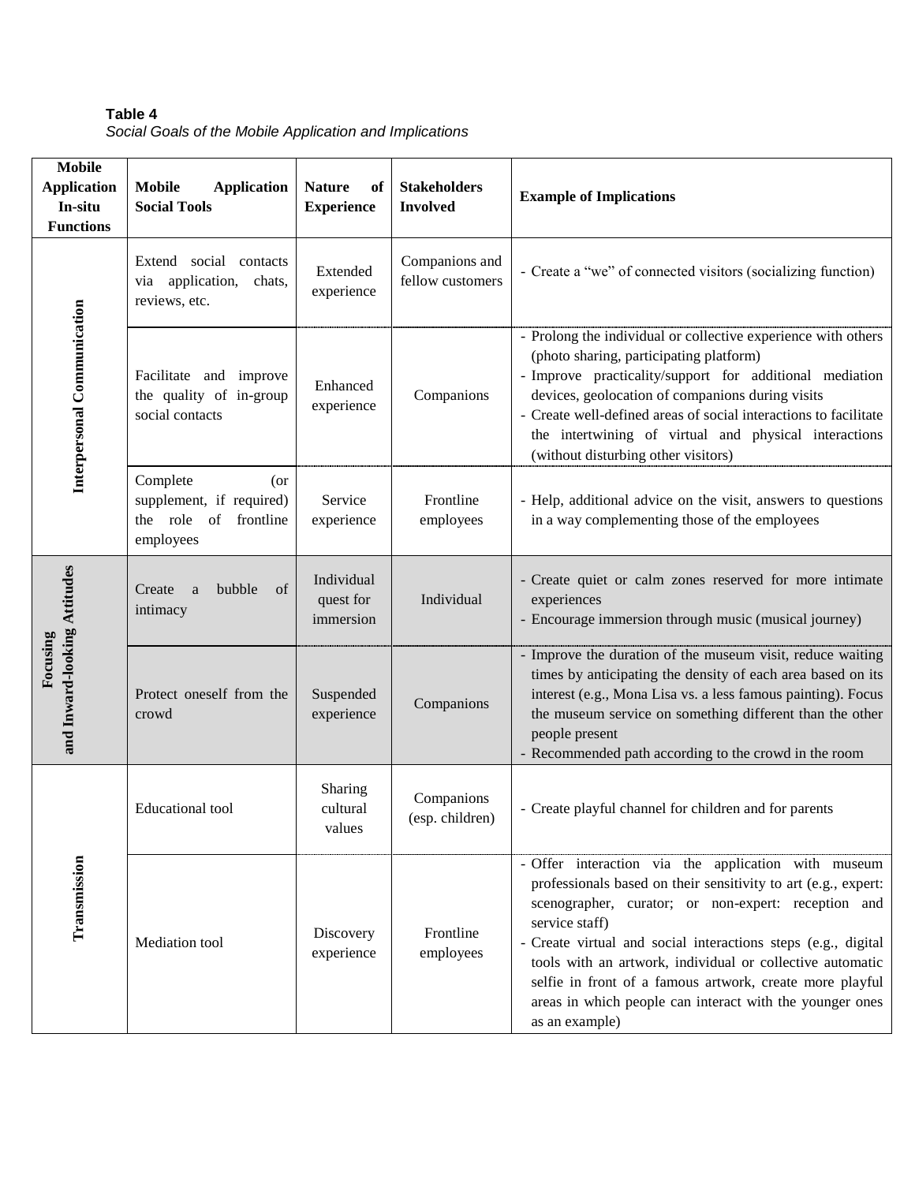**Table 4**

*Social Goals of the Mobile Application and Implications*

| Mobile Application In-situ Functions | Mobile Application Social Tools | Nature of Experience | Stakeholders Involved | Example of Implications |
|---|---|---|---|---|
| Interpersonal Communication | Extend social contacts via application, chats, reviews, etc. | Extended experience | Companions and fellow customers | - Create a "we" of connected visitors (socializing function) |
| | Facilitate and improve the quality of in-group social contacts | Enhanced experience | Companions | - Prolong the individual or collective experience with others (photo sharing, participating platform)<br>- Improve practicality/support for additional mediation devices, geolocation of companions during visits<br>- Create well-defined areas of social interactions to facilitate the intertwining of virtual and physical interactions (without disturbing other visitors) |
| | Complete (or supplement, if required) the role of frontline employees | Service experience | Frontline employees | - Help, additional advice on the visit, answers to questions in a way complementing those of the employees |
| Focusing and Inward-looking Attitudes | Create a bubble of intimacy | Individual quest for immersion | Individual | - Create quiet or calm zones reserved for more intimate experiences<br>- Encourage immersion through music (musical journey) |
| | Protect oneself from the crowd | Suspended experience | Companions | - Improve the duration of the museum visit, reduce waiting times by anticipating the density of each area based on its interest (e.g., Mona Lisa vs. a less famous painting). Focus the museum service on something different than the other people present<br>- Recommended path according to the crowd in the room |
| Transmission | Educational tool | Sharing cultural values | Companions (esp. children) | - Create playful channel for children and for parents |
| | Mediation tool | Discovery experience | Frontline employees | - Offer interaction via the application with museum professionals based on their sensitivity to art (e.g., expert: scenographer, curator; or non-expert: reception and service staff)<br>- Create virtual and social interactions steps (e.g., digital tools with an artwork, individual or collective automatic selfie in front of a famous artwork, create more playful areas in which people can interact with the younger ones as an example) |